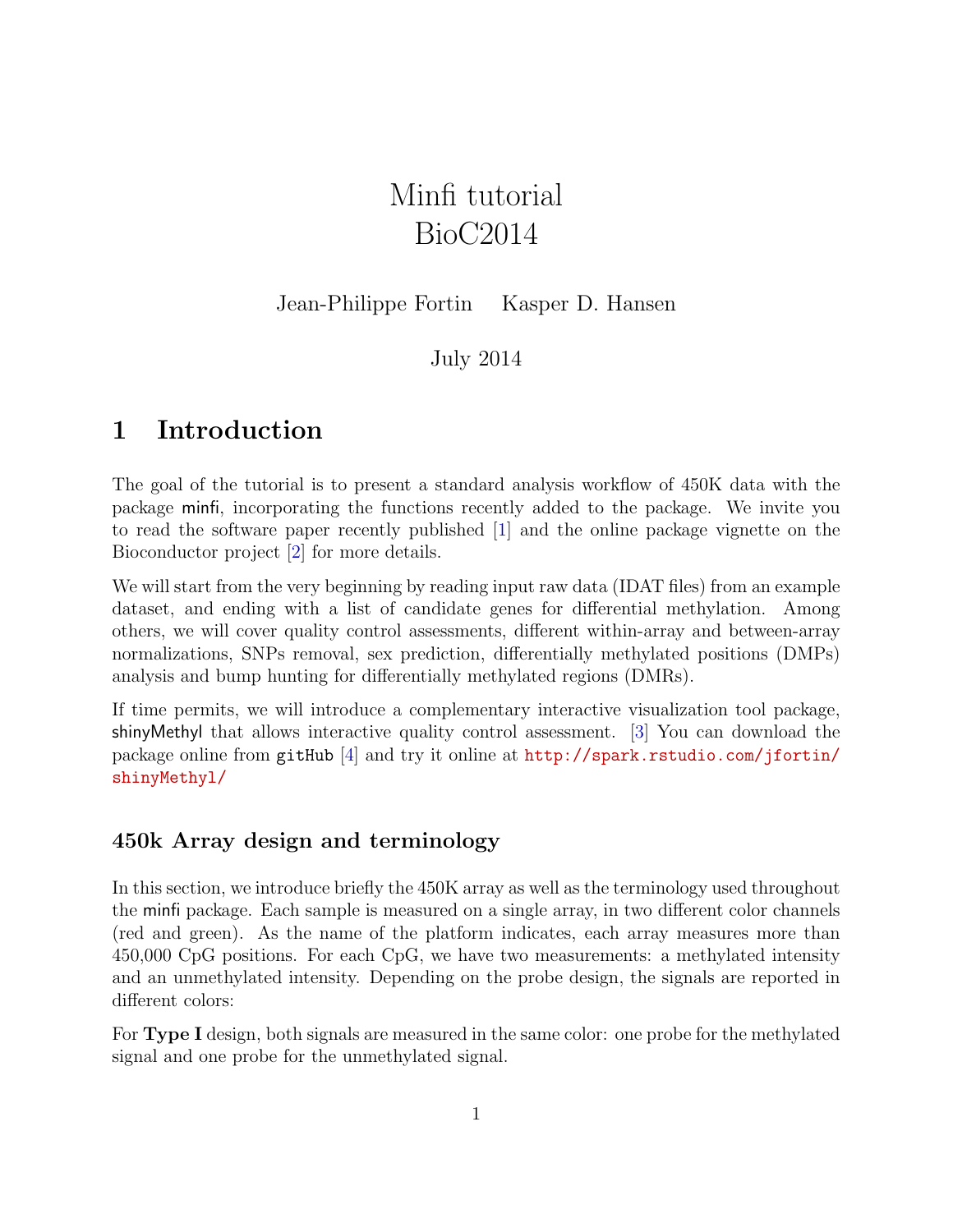# Minfi tutorial
# BioC2014

Jean-Philippe Fortin   Kasper D. Hansen

July 2014

## 1 Introduction

The goal of the tutorial is to present a standard analysis workflow of 450K data with the package minfi, incorporating the functions recently added to the package. We invite you to read the software paper recently published [1] and the online package vignette on the Bioconductor project [2] for more details.

We will start from the very beginning by reading input raw data (IDAT files) from an example dataset, and ending with a list of candidate genes for differential methylation. Among others, we will cover quality control assessments, different within-array and between-array normalizations, SNPs removal, sex prediction, differentially methylated positions (DMPs) analysis and bump hunting for differentially methylated regions (DMRs).

If time permits, we will introduce a complementary interactive visualization tool package, shinyMethyl that allows interactive quality control assessment. [3] You can download the package online from gitHub [4] and try it online at http://spark.rstudio.com/jfortin/shinyMethyl/

### 450k Array design and terminology

In this section, we introduce briefly the 450K array as well as the terminology used throughout the minfi package. Each sample is measured on a single array, in two different color channels (red and green). As the name of the platform indicates, each array measures more than 450,000 CpG positions. For each CpG, we have two measurements: a methylated intensity and an unmethylated intensity. Depending on the probe design, the signals are reported in different colors:

For **Type I** design, both signals are measured in the same color: one probe for the methylated signal and one probe for the unmethylated signal.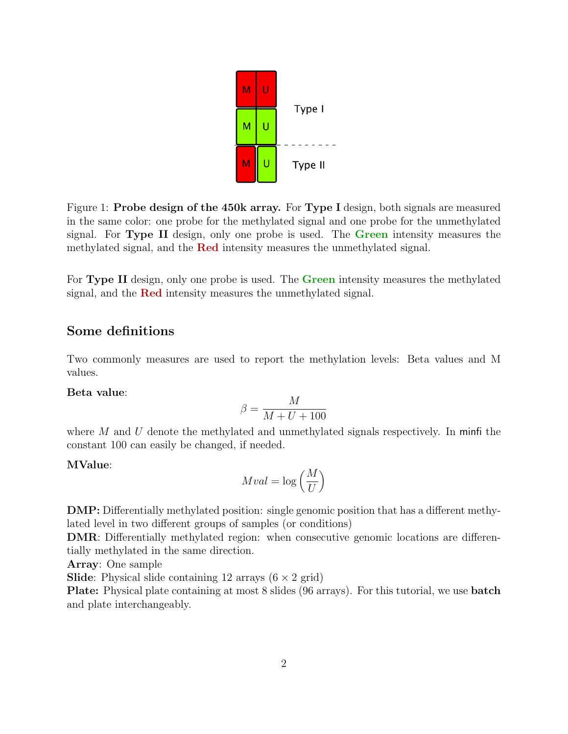Figure 1: **Probe design of the 450k array.** For **Type I** design, both signals are measured in the same color: one probe for the methylated signal and one probe for the unmethylated signal. For **Type II** design, only one probe is used. The **Green** intensity measures the methylated signal, and the **Red** intensity measures the unmethylated signal.

For **Type II** design, only one probe is used. The **Green** intensity measures the methylated signal, and the **Red** intensity measures the unmethylated signal.

## Some definitions

Two commonly measures are used to report the methylation levels: Beta values and M values.

**Beta value**:

$$\beta = \frac{M}{M + U + 100}$$

where $M$ and $U$ denote the methylated and unmethylated signals respectively. In minfi the constant 100 can easily be changed, if needed.

**MValue**:

$$Mval = \log\left(\frac{M}{U}\right)$$

**DMP:** Differentially methylated position: single genomic position that has a different methylated level in two different groups of samples (or conditions)
**DMR**: Differentially methylated region: when consecutive genomic locations are differentially methylated in the same direction.
**Array**: One sample
**Slide**: Physical slide containing 12 arrays ($6 \times 2$ grid)
**Plate:** Physical plate containing at most 8 slides (96 arrays). For this tutorial, we use **batch** and plate interchangeably.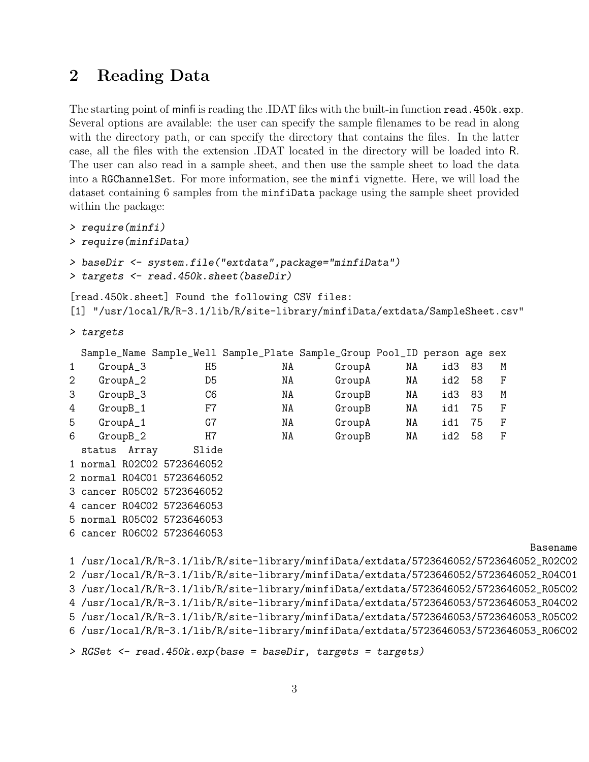## 2 Reading Data

The starting point of minfi is reading the .IDAT files with the built-in function `read.450k.exp`. Several options are available: the user can specify the sample filenames to be read in along with the directory path, or can specify the directory that contains the files. In the latter case, all the files with the extension .IDAT located in the directory will be loaded into R. The user can also read in a sample sheet, and then use the sample sheet to load the data into a `RGChannelSet`. For more information, see the `minfi` vignette. Here, we will load the dataset containing 6 samples from the `minfiData` package using the sample sheet provided within the package:

```
> require(minfi)
> require(minfiData)
> baseDir <- system.file("extdata",package="minfiData")
> targets <- read.450k.sheet(baseDir)
[read.450k.sheet] Found the following CSV files:
[1] "/usr/local/R/R-3.1/lib/R/site-library/minfiData/extdata/SampleSheet.csv"
> targets
  Sample_Name Sample_Well Sample_Plate Sample_Group Pool_ID person age sex
1    GroupA_3          H5           NA       GroupA      NA    id3  83   M
2    GroupA_2          D5           NA       GroupA      NA    id2  58   F
3    GroupB_3          C6           NA       GroupB      NA    id3  83   M
4    GroupB_1          F7           NA       GroupB      NA    id1  75   F
5    GroupA_1          G7           NA       GroupA      NA    id1  75   F
6    GroupB_2          H7           NA       GroupB      NA    id2  58   F
  status  Array      Slide
1 normal R02C02 5723646052
2 normal R04C01 5723646052
3 cancer R05C02 5723646052
4 cancer R04C02 5723646053
5 normal R05C02 5723646053
6 cancer R06C02 5723646053
                                                                            Basename
1 /usr/local/R/R-3.1/lib/R/site-library/minfiData/extdata/5723646052/5723646052_R02C02
2 /usr/local/R/R-3.1/lib/R/site-library/minfiData/extdata/5723646052/5723646052_R04C01
3 /usr/local/R/R-3.1/lib/R/site-library/minfiData/extdata/5723646052/5723646052_R05C02
4 /usr/local/R/R-3.1/lib/R/site-library/minfiData/extdata/5723646053/5723646053_R04C02
5 /usr/local/R/R-3.1/lib/R/site-library/minfiData/extdata/5723646053/5723646053_R05C02
6 /usr/local/R/R-3.1/lib/R/site-library/minfiData/extdata/5723646053/5723646053_R06C02
> RGSet <- read.450k.exp(base = baseDir, targets = targets)
```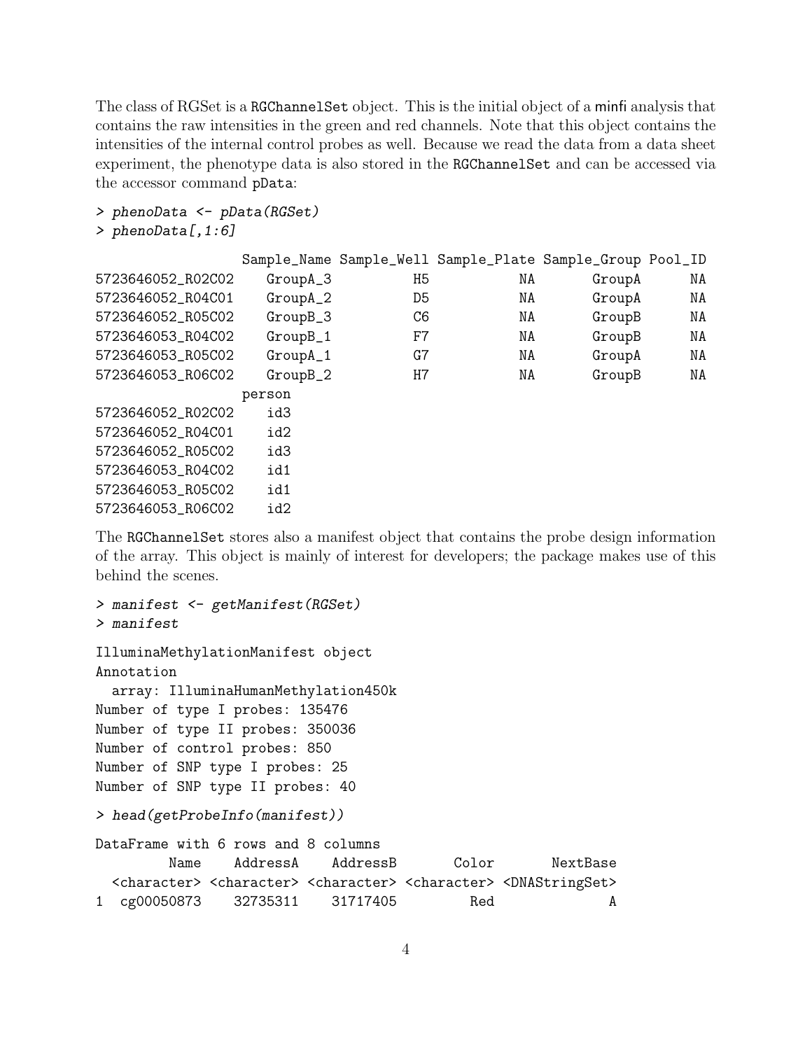The class of RGSet is a `RGChannelSet` object. This is the initial object of a minfi analysis that contains the raw intensities in the green and red channels. Note that this object contains the intensities of the internal control probes as well. Because we read the data from a data sheet experiment, the phenotype data is also stored in the `RGChannelSet` and can be accessed via the accessor command `pData`:

```
> phenoData <- pData(RGSet)
> phenoData[,1:6]

                  Sample_Name Sample_Well Sample_Plate Sample_Group Pool_ID
5723646052_R02C02    GroupA_3          H5           NA       GroupA      NA
5723646052_R04C01    GroupA_2          D5           NA       GroupA      NA
5723646052_R05C02    GroupB_3          C6           NA       GroupB      NA
5723646053_R04C02    GroupB_1          F7           NA       GroupB      NA
5723646053_R05C02    GroupA_1          G7           NA       GroupA      NA
5723646053_R06C02    GroupB_2          H7           NA       GroupB      NA
                  person
5723646052_R02C02    id3
5723646052_R04C01    id2
5723646052_R05C02    id3
5723646053_R04C02    id1
5723646053_R05C02    id1
5723646053_R06C02    id2
```

The `RGChannelSet` stores also a manifest object that contains the probe design information of the array. This object is mainly of interest for developers; the package makes use of this behind the scenes.

```
> manifest <- getManifest(RGSet)
> manifest

IlluminaMethylationManifest object
Annotation
  array: IlluminaHumanMethylation450k
Number of type I probes: 135476
Number of type II probes: 350036
Number of control probes: 850
Number of SNP type I probes: 25
Number of SNP type II probes: 40

> head(getProbeInfo(manifest))

DataFrame with 6 rows and 8 columns
         Name    AddressA    AddressB       Color       NextBase
  <character> <character> <character> <character> <DNAStringSet>
1  cg00050873    32735311    31717405         Red              A
```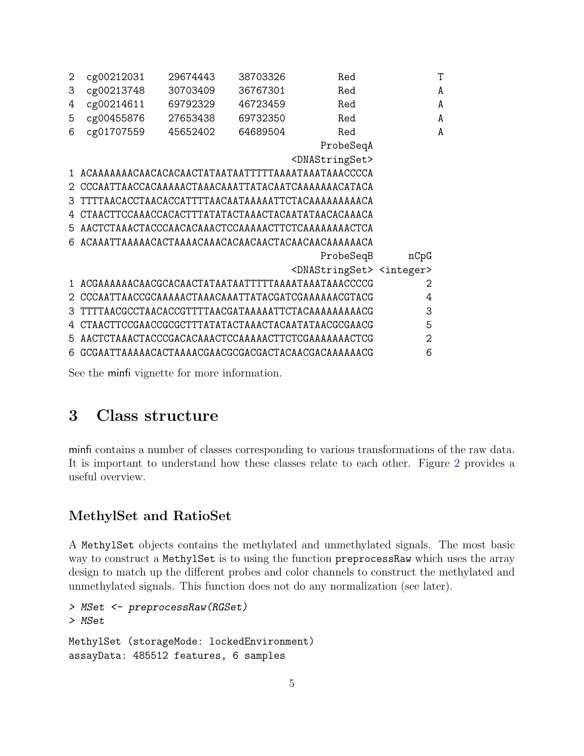```
2  cg00212031  29674443  38703326        Red           T
3  cg00213748  30703409  36767301        Red           A
4  cg00214611  69792329  46723459        Red           A
5  cg00455876  27653438  69732350        Red           A
6  cg01707559  45652402  64689504        Red           A
                                           ProbeSeqA
                                      <DNAStringSet>
1 ACAAAAAAACAACACACAACTATAATAATTTTTAAAATAAATAAACCCCA
2 CCCAATTAACCACAAAAACTAAACAAATTATACAATCAAAAAAACATACA
3 TTTTAACACCTAACACCATTTTAACAATAAAAATTCTACAAAAAAAAACA
4 CTAACTTCCAAACCACACTTTATATACTAAACTACAATATAACACAAACA
5 AACTCTAAACTACCCAACACAAACTCCAAAAACTTCTCAAAAAAAACTCA
6 ACAAATTAAAAACACTAAAACAAACACAACAACTACAACAACAAAAAACA
                                           ProbeSeqB      nCpG
                                      <DNAStringSet> <integer>
1 ACGAAAAAAACAACGCACAACTATAATAATTTTTAAAATAAATAAACCCCG         2
2 CCCAATTAACCGCAAAAACTAAACAAATTATACGATCGAAAAAACGTACG         4
3 TTTTAACGCCTAACACCGTTTTAACGATAAAAATTCTACAAAAAAAAACG         3
4 CTAACTTCCGAACCGCGCTTTATATACTAAACTACAATATAACGCGAACG         5
5 AACTCTAAACTACCCGACACAAACTCCAAAAACTTCTCGAAAAAAAACTCG        2
6 GCGAATTAAAAACACTAAAACGAACGCGACGACTACAACGACAAAAAACG         6
```

See the minfi vignette for more information.

# 3 Class structure

minfi contains a number of classes corresponding to various transformations of the raw data. It is important to understand how these classes relate to each other. Figure 2 provides a useful overview.

## MethylSet and RatioSet

A `MethylSet` objects contains the methylated and unmethylated signals. The most basic way to construct a `MethylSet` is to using the function `preprocessRaw` which uses the array design to match up the different probes and color channels to construct the methylated and unmethylated signals. This function does not do any normalization (see later).

```
> MSet <- preprocessRaw(RGSet)
> MSet

MethylSet (storageMode: lockedEnvironment)
assayData: 485512 features, 6 samples
```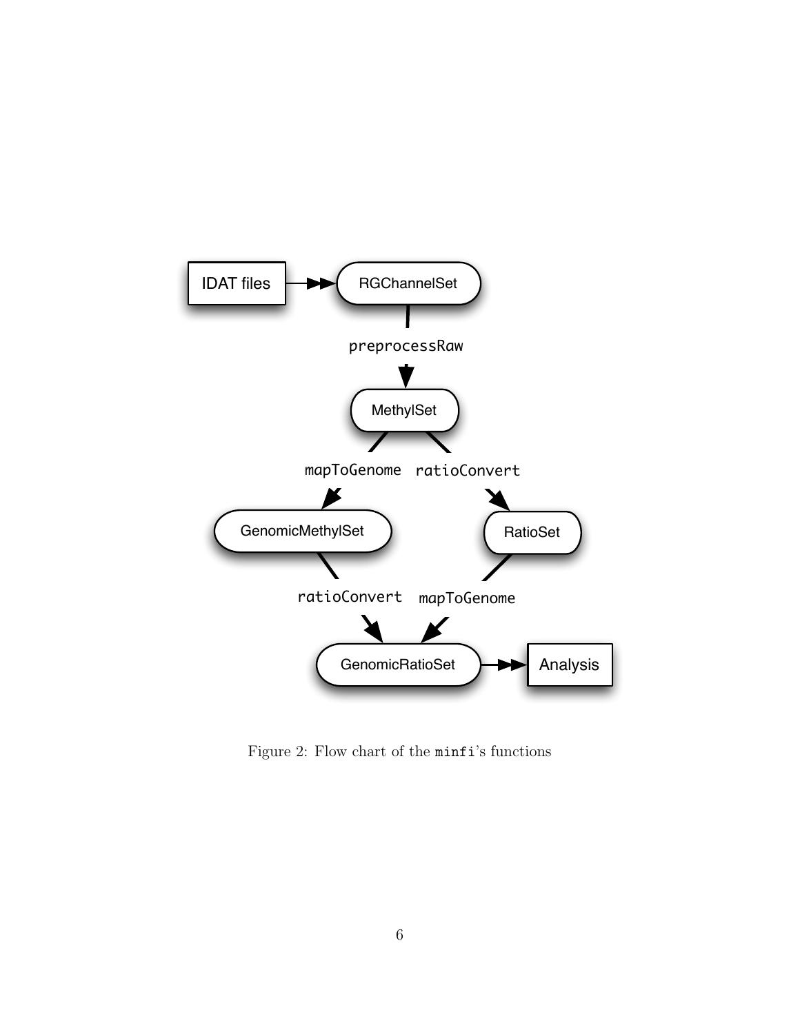Figure 2: Flow chart of the `minfi`'s functions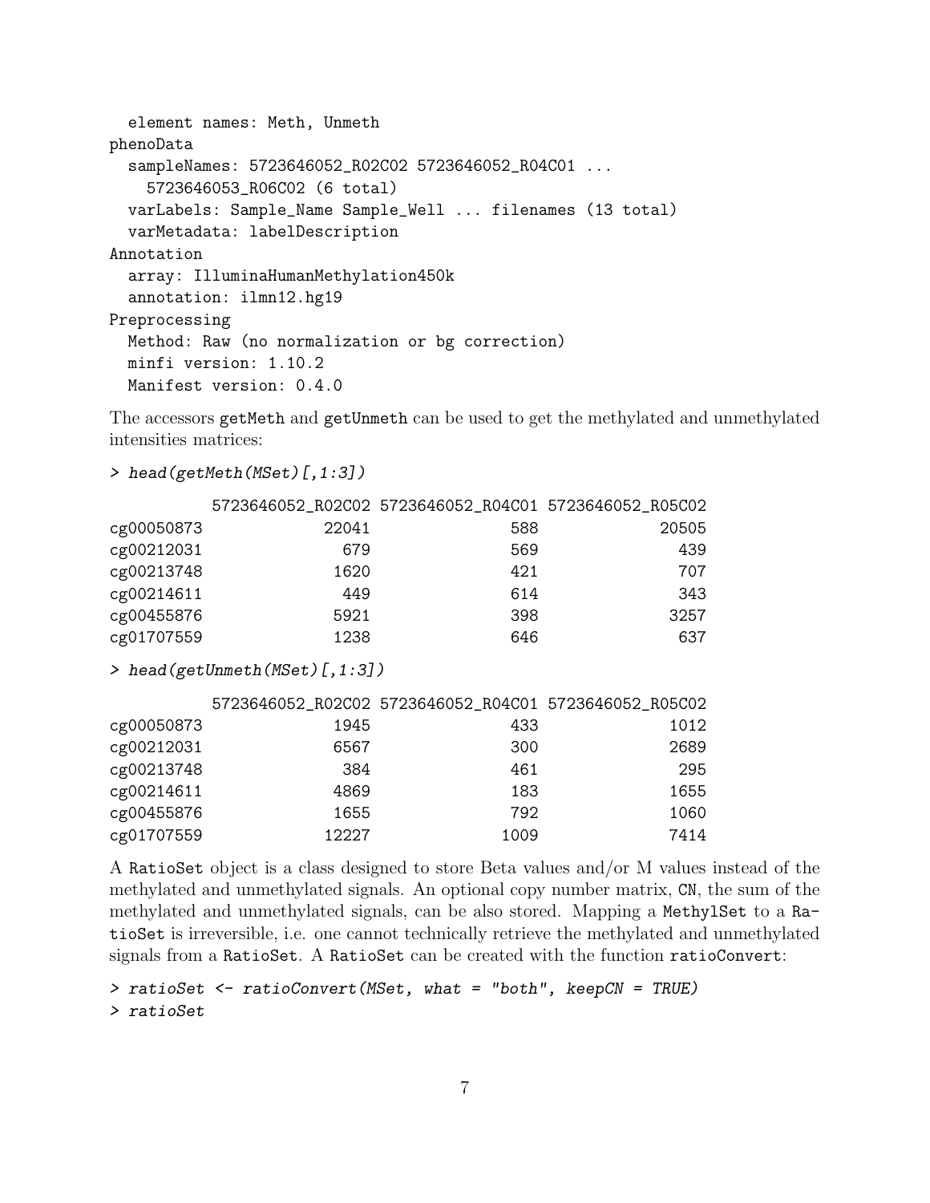```
  element names: Meth, Unmeth
phenoData
  sampleNames: 5723646052_R02C02 5723646052_R04C01 ...
    5723646053_R06C02 (6 total)
  varLabels: Sample_Name Sample_Well ... filenames (13 total)
  varMetadata: labelDescription
Annotation
  array: IlluminaHumanMethylation450k
  annotation: ilmn12.hg19
Preprocessing
  Method: Raw (no normalization or bg correction)
  minfi version: 1.10.2
  Manifest version: 0.4.0
```

The accessors getMeth and getUnmeth can be used to get the methylated and unmethylated intensities matrices:

```
> head(getMeth(MSet)[,1:3])
```

```
           5723646052_R02C02 5723646052_R04C01 5723646052_R05C02
cg00050873             22041               588             20505
cg00212031               679               569               439
cg00213748              1620               421               707
cg00214611               449               614               343
cg00455876              5921               398              3257
cg01707559              1238               646               637
```

```
> head(getUnmeth(MSet)[,1:3])
```

```
           5723646052_R02C02 5723646052_R04C01 5723646052_R05C02
cg00050873              1945               433              1012
cg00212031              6567               300              2689
cg00213748               384               461               295
cg00214611              4869               183              1655
cg00455876              1655               792              1060
cg01707559             12227              1009              7414
```

A RatioSet object is a class designed to store Beta values and/or M values instead of the methylated and unmethylated signals. An optional copy number matrix, CN, the sum of the methylated and unmethylated signals, can be also stored. Mapping a MethylSet to a RatioSet is irreversible, i.e. one cannot technically retrieve the methylated and unmethylated signals from a RatioSet. A RatioSet can be created with the function ratioConvert:

```
> ratioSet <- ratioConvert(MSet, what = "both", keepCN = TRUE)
> ratioSet
```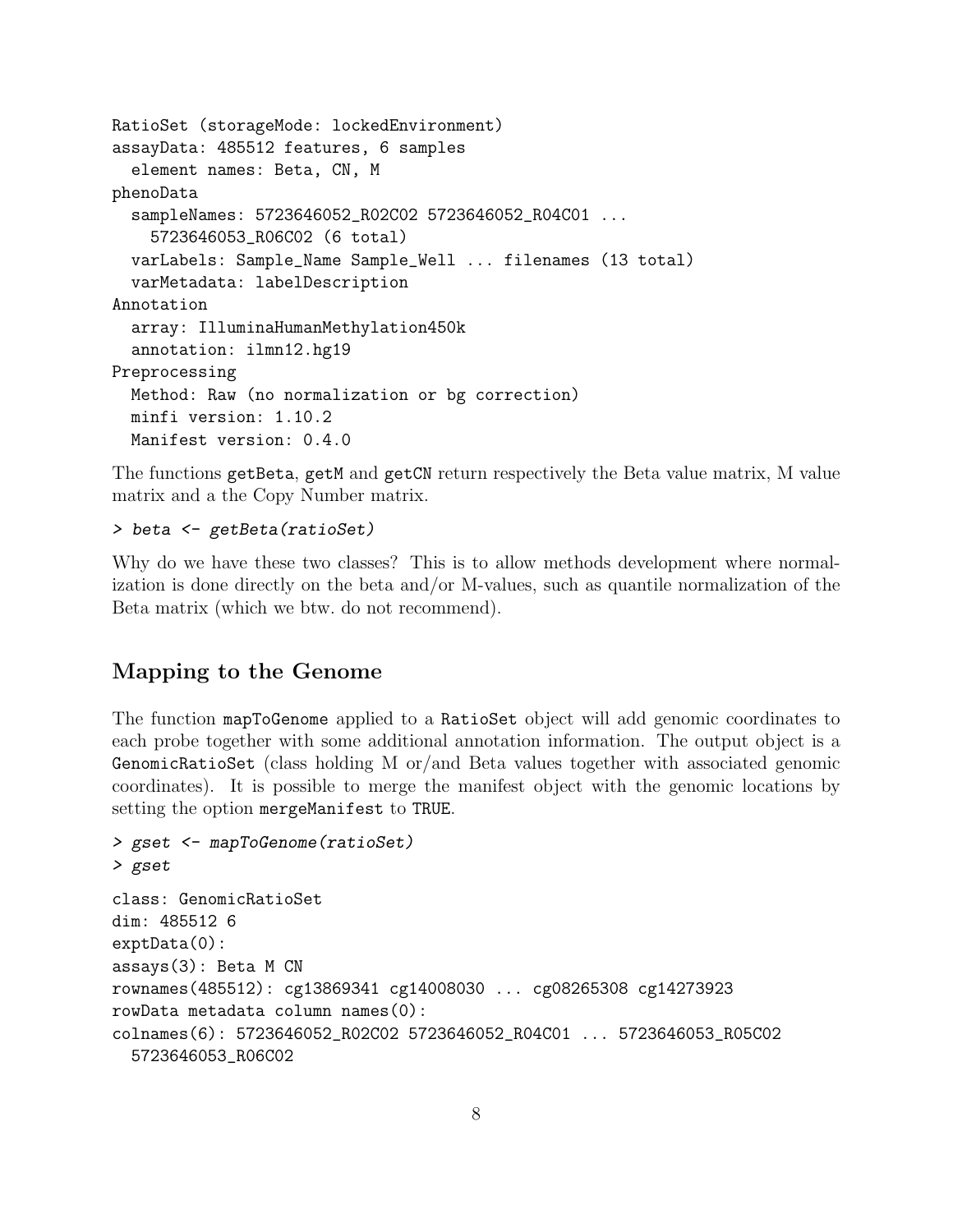```
RatioSet (storageMode: lockedEnvironment)
assayData: 485512 features, 6 samples
  element names: Beta, CN, M
phenoData
  sampleNames: 5723646052_R02C02 5723646052_R04C01 ...
    5723646053_R06C02 (6 total)
  varLabels: Sample_Name Sample_Well ... filenames (13 total)
  varMetadata: labelDescription
Annotation
  array: IlluminaHumanMethylation450k
  annotation: ilmn12.hg19
Preprocessing
  Method: Raw (no normalization or bg correction)
  minfi version: 1.10.2
  Manifest version: 0.4.0
```

The functions `getBeta`, `getM` and `getCN` return respectively the Beta value matrix, M value matrix and a the Copy Number matrix.

```
> beta <- getBeta(ratioSet)
```

Why do we have these two classes? This is to allow methods development where normalization is done directly on the beta and/or M-values, such as quantile normalization of the Beta matrix (which we btw. do not recommend).

## Mapping to the Genome

The function `mapToGenome` applied to a `RatioSet` object will add genomic coordinates to each probe together with some additional annotation information. The output object is a `GenomicRatioSet` (class holding M or/and Beta values together with associated genomic coordinates). It is possible to merge the manifest object with the genomic locations by setting the option `mergeManifest` to `TRUE`.

```
> gset <- mapToGenome(ratioSet)
> gset
class: GenomicRatioSet
dim: 485512 6
exptData(0):
assays(3): Beta M CN
rownames(485512): cg13869341 cg14008030 ... cg08265308 cg14273923
rowData metadata column names(0):
colnames(6): 5723646052_R02C02 5723646052_R04C01 ... 5723646053_R05C02
  5723646053_R06C02
```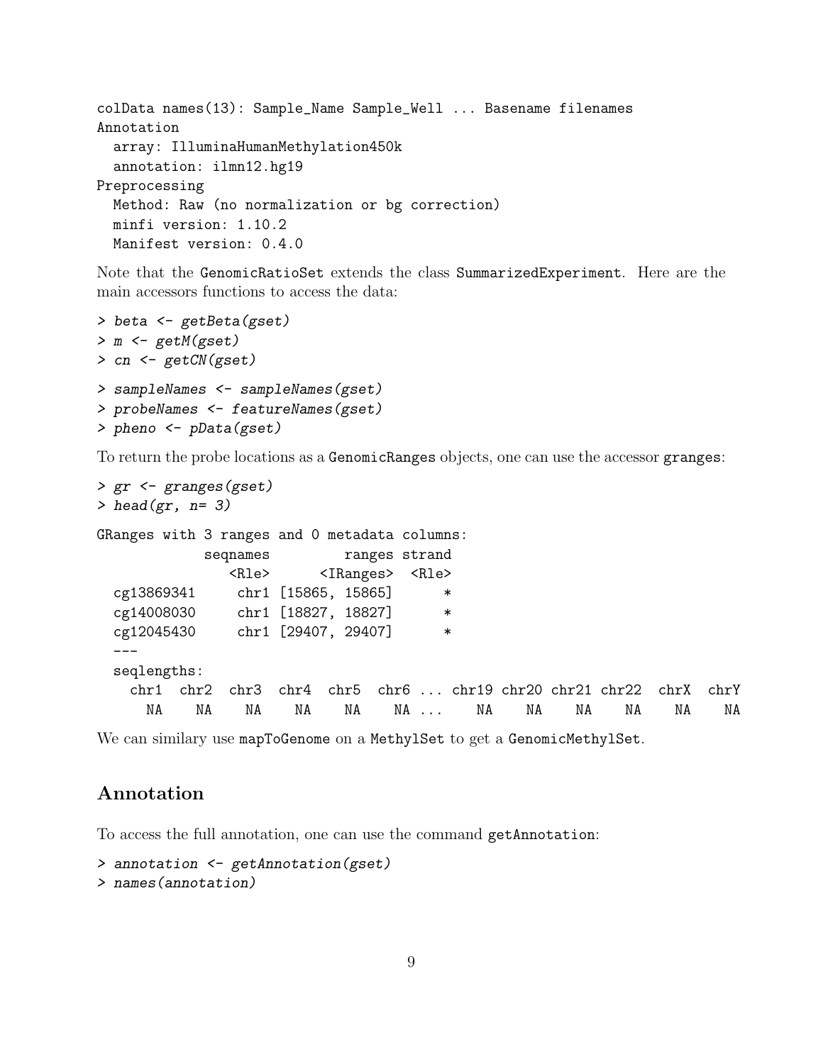```
colData names(13): Sample_Name Sample_Well ... Basename filenames
Annotation
  array: IlluminaHumanMethylation450k
  annotation: ilmn12.hg19
Preprocessing
  Method: Raw (no normalization or bg correction)
  minfi version: 1.10.2
  Manifest version: 0.4.0
```

Note that the GenomicRatioSet extends the class SummarizedExperiment. Here are the main accessors functions to access the data:

```
> beta <- getBeta(gset)
> m <- getM(gset)
> cn <- getCN(gset)
```

```
> sampleNames <- sampleNames(gset)
> probeNames <- featureNames(gset)
> pheno <- pData(gset)
```

To return the probe locations as a GenomicRanges objects, one can use the accessor granges:

```
> gr <- granges(gset)
> head(gr, n= 3)
```

```
GRanges with 3 ranges and 0 metadata columns:
             seqnames         ranges strand
                <Rle>      <IRanges>  <Rle>
  cg13869341     chr1 [15865, 15865]      *
  cg14008030     chr1 [18827, 18827]      *
  cg12045430     chr1 [29407, 29407]      *
  ---
  seqlengths:
    chr1  chr2  chr3  chr4  chr5  chr6 ... chr19 chr20 chr21 chr22  chrX  chrY
      NA    NA    NA    NA    NA    NA ...    NA    NA    NA    NA    NA    NA
```

We can similary use mapToGenome on a MethylSet to get a GenomicMethylSet.

## Annotation

To access the full annotation, one can use the command getAnnotation:

```
> annotation <- getAnnotation(gset)
> names(annotation)
```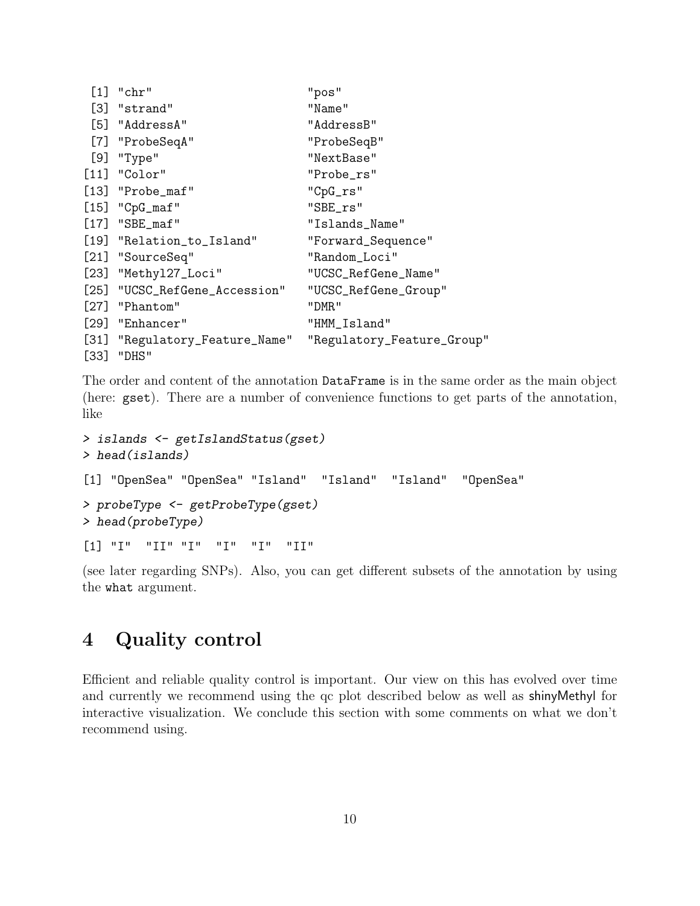```
 [1] "chr"                      "pos"
 [3] "strand"                   "Name"
 [5] "AddressA"                 "AddressB"
 [7] "ProbeSeqA"                "ProbeSeqB"
 [9] "Type"                     "NextBase"
[11] "Color"                    "Probe_rs"
[13] "Probe_maf"                "CpG_rs"
[15] "CpG_maf"                  "SBE_rs"
[17] "SBE_maf"                  "Islands_Name"
[19] "Relation_to_Island"       "Forward_Sequence"
[21] "SourceSeq"                "Random_Loci"
[23] "Methyl27_Loci"            "UCSC_RefGene_Name"
[25] "UCSC_RefGene_Accession"   "UCSC_RefGene_Group"
[27] "Phantom"                  "DMR"
[29] "Enhancer"                 "HMM_Island"
[31] "Regulatory_Feature_Name"  "Regulatory_Feature_Group"
[33] "DHS"
```

The order and content of the annotation `DataFrame` is in the same order as the main object (here: `gset`). There are a number of convenience functions to get parts of the annotation, like

```
> islands <- getIslandStatus(gset)
> head(islands)
```

```
[1] "OpenSea" "OpenSea" "Island"  "Island"  "Island"  "OpenSea"
```

```
> probeType <- getProbeType(gset)
> head(probeType)
```

```
[1] "I"  "II" "I"  "I"  "I"  "II"
```

(see later regarding SNPs). Also, you can get different subsets of the annotation by using the `what` argument.

# 4 Quality control

Efficient and reliable quality control is important. Our view on this has evolved over time and currently we recommend using the qc plot described below as well as shinyMethyl for interactive visualization. We conclude this section with some comments on what we don't recommend using.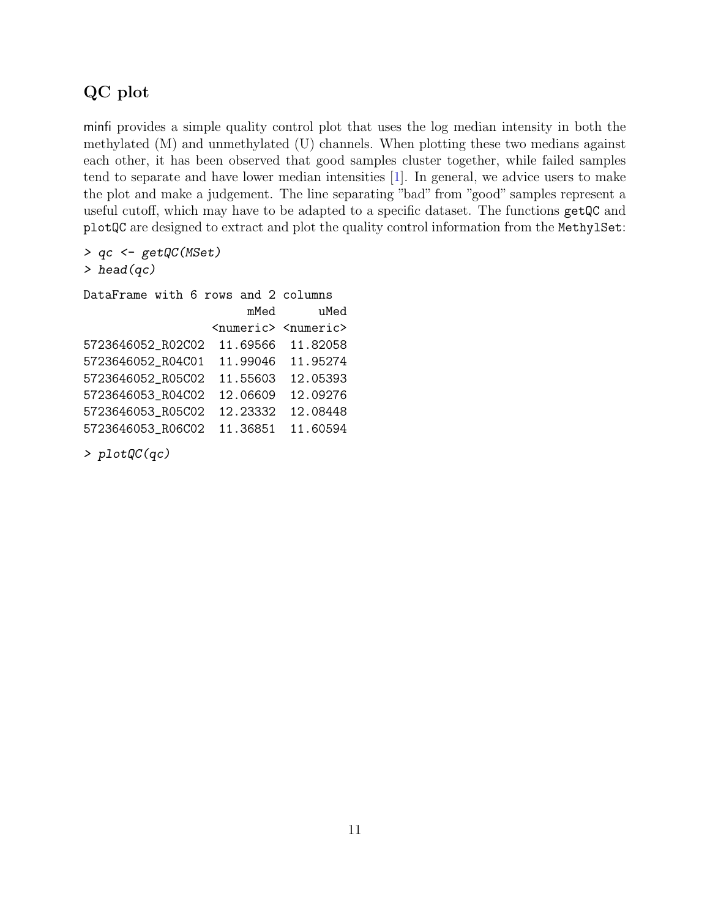## QC plot

minfi provides a simple quality control plot that uses the log median intensity in both the methylated (M) and unmethylated (U) channels. When plotting these two medians against each other, it has been observed that good samples cluster together, while failed samples tend to separate and have lower median intensities [1]. In general, we advice users to make the plot and make a judgement. The line separating "bad" from "good" samples represent a useful cutoff, which may have to be adapted to a specific dataset. The functions `getQC` and `plotQC` are designed to extract and plot the quality control information from the `MethylSet`:

```
> qc <- getQC(MSet)
> head(qc)

DataFrame with 6 rows and 2 columns
                       mMed      uMed
                  <numeric> <numeric>
5723646052_R02C02  11.69566  11.82058
5723646052_R04C01  11.99046  11.95274
5723646052_R05C02  11.55603  12.05393
5723646053_R04C02  12.06609  12.09276
5723646053_R05C02  12.23332  12.08448
5723646053_R06C02  11.36851  11.60594

> plotQC(qc)
```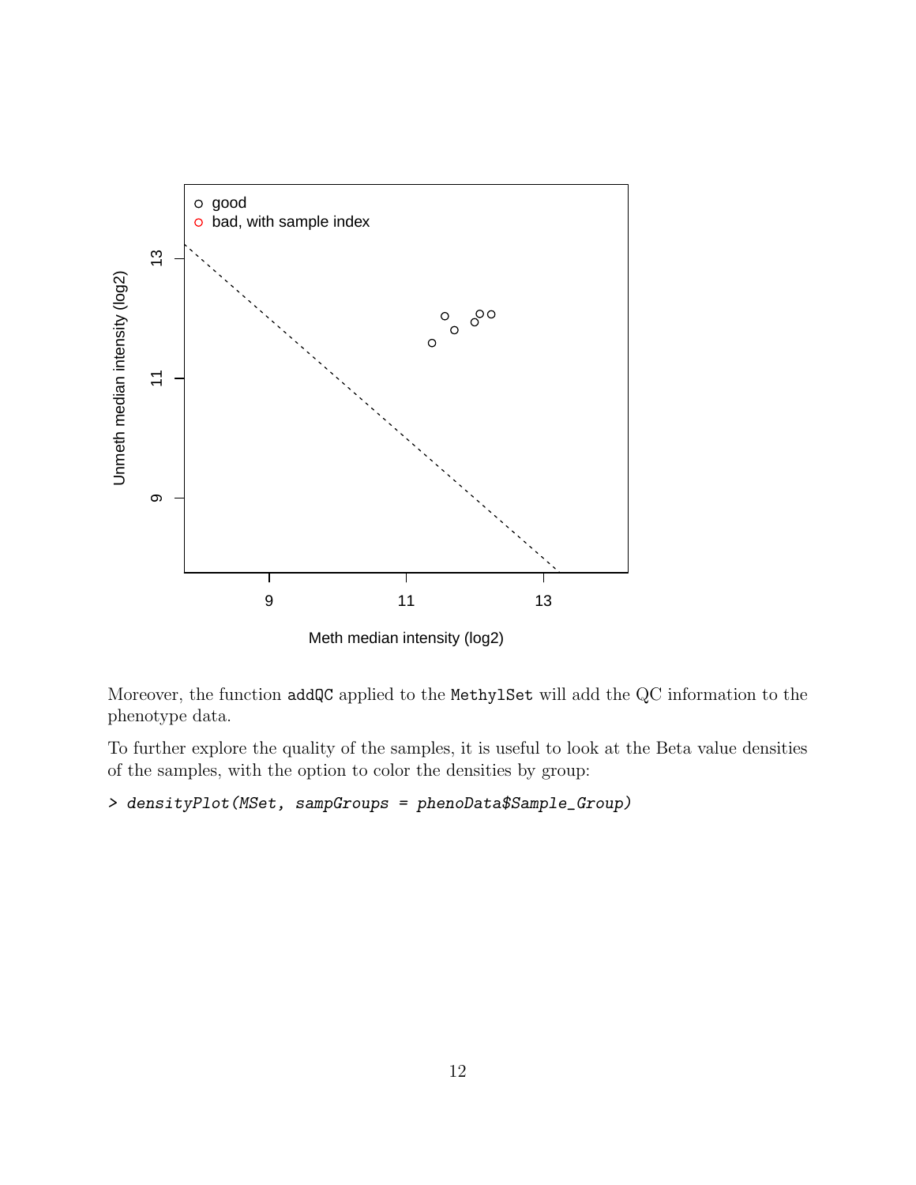Moreover, the function addQC applied to the MethylSet will add the QC information to the phenotype data.

To further explore the quality of the samples, it is useful to look at the Beta value densities of the samples, with the option to color the densities by group:

```
> densityPlot(MSet, sampGroups = phenoData$Sample_Group)
```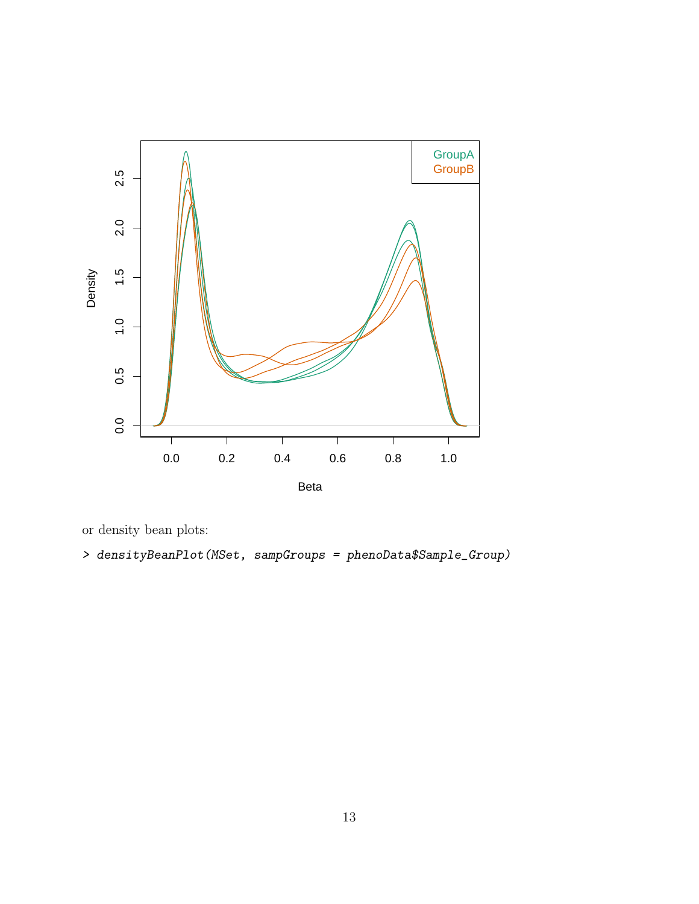or density bean plots:

```
> densityBeanPlot(MSet, sampGroups = phenoData$Sample_Group)
```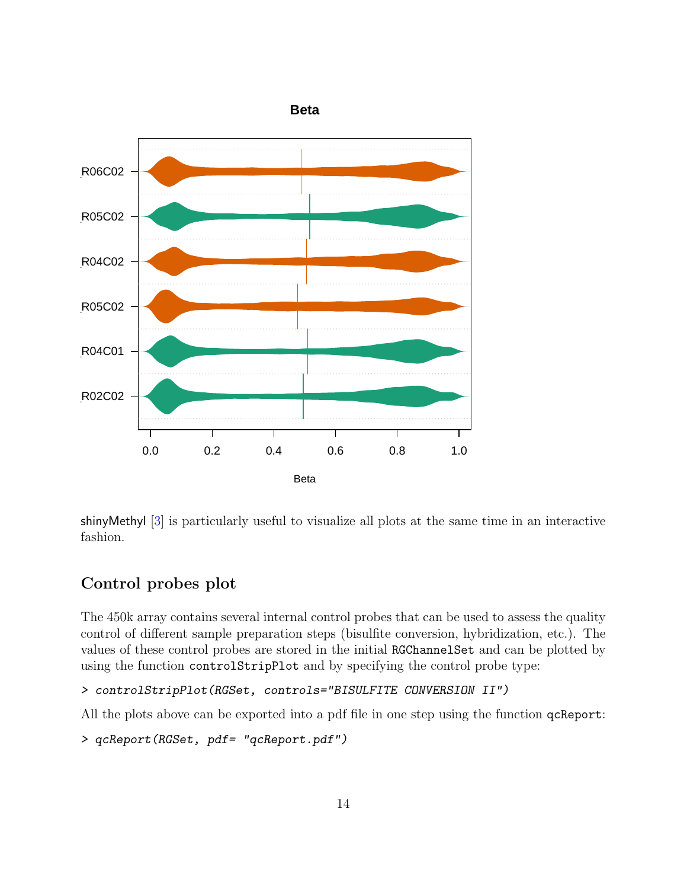shinyMethyl [3] is particularly useful to visualize all plots at the same time in an interactive fashion.

## Control probes plot

The 450k array contains several internal control probes that can be used to assess the quality control of different sample preparation steps (bisulfite conversion, hybridization, etc.). The values of these control probes are stored in the initial RGChannelSet and can be plotted by using the function controlStripPlot and by specifying the control probe type:

```
> controlStripPlot(RGSet, controls="BISULFITE CONVERSION II")
```

All the plots above can be exported into a pdf file in one step using the function qcReport:

```
> qcReport(RGSet, pdf= "qcReport.pdf")
```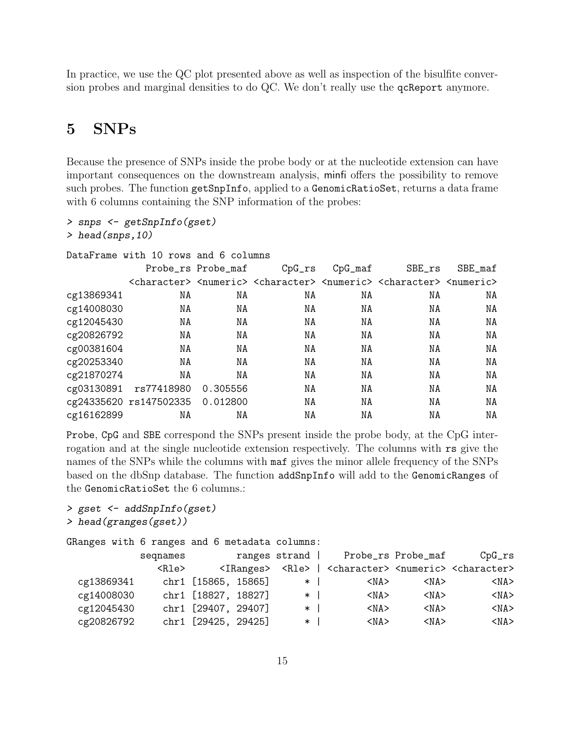In practice, we use the QC plot presented above as well as inspection of the bisulfite conversion probes and marginal densities to do QC. We don't really use the `qcReport` anymore.

# 5 SNPs

Because the presence of SNPs inside the probe body or at the nucleotide extension can have important consequences on the downstream analysis, minfi offers the possibility to remove such probes. The function `getSnpInfo`, applied to a `GenomicRatioSet`, returns a data frame with 6 columns containing the SNP information of the probes:

```
> snps <- getSnpInfo(gset)
> head(snps,10)

DataFrame with 10 rows and 6 columns
              Probe_rs   Probe_maf      CpG_rs     CpG_maf      SBE_rs     SBE_maf
           <character>   <numeric> <character>   <numeric> <character>   <numeric>
cg13869341          NA          NA          NA          NA          NA          NA
cg14008030          NA          NA          NA          NA          NA          NA
cg12045430          NA          NA          NA          NA          NA          NA
cg20826792          NA          NA          NA          NA          NA          NA
cg00381604          NA          NA          NA          NA          NA          NA
cg20253340          NA          NA          NA          NA          NA          NA
cg21870274          NA          NA          NA          NA          NA          NA
cg03130891  rs77418980    0.305556          NA          NA          NA          NA
cg24335620 rs147502335    0.012800          NA          NA          NA          NA
cg16162899          NA          NA          NA          NA          NA          NA
```

`Probe`, `CpG` and `SBE` correspond the SNPs present inside the probe body, at the CpG interrogation and at the single nucleotide extension respectively. The columns with `rs` give the names of the SNPs while the columns with `maf` gives the minor allele frequency of the SNPs based on the dbSnp database. The function `addSnpInfo` will add to the `GenomicRanges` of the `GenomicRatioSet` the 6 columns.:

```
> gset <- addSnpInfo(gset)
> head(granges(gset))

GRanges with 6 ranges and 6 metadata columns:
             seqnames           ranges strand |    Probe_rs Probe_maf      CpG_rs
                <Rle>        <IRanges>  <Rle> | <character> <numeric> <character>
  cg13869341     chr1 [15865, 15865]      * |        <NA>      <NA>        <NA>
  cg14008030     chr1 [18827, 18827]      * |        <NA>      <NA>        <NA>
  cg12045430     chr1 [29407, 29407]      * |        <NA>      <NA>        <NA>
  cg20826792     chr1 [29425, 29425]      * |        <NA>      <NA>        <NA>
```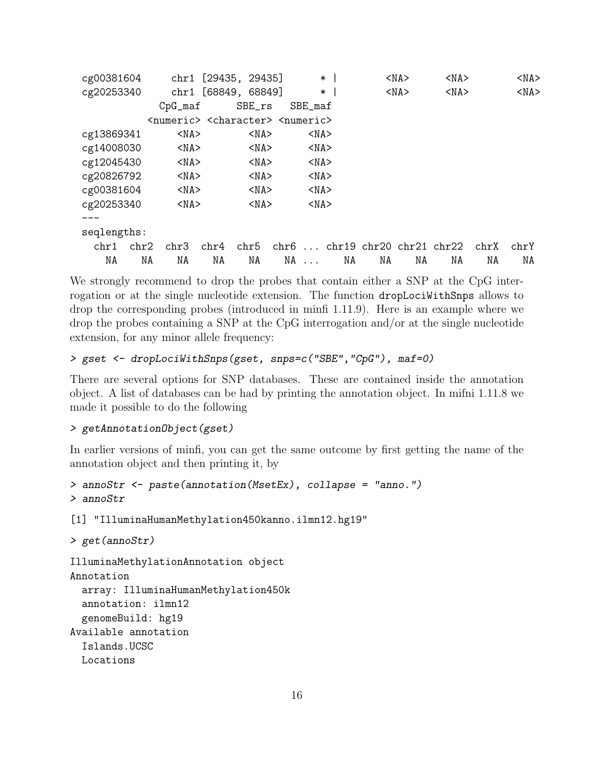```
  cg00381604     chr1 [29435, 29435]      * |         <NA>       <NA>         <NA>
  cg20253340     chr1 [68849, 68849]      * |         <NA>       <NA>         <NA>
               CpG_maf      SBE_rs   SBE_maf
             <numeric> <character> <numeric>
  cg13869341      <NA>        <NA>      <NA>
  cg14008030      <NA>        <NA>      <NA>
  cg12045430      <NA>        <NA>      <NA>
  cg20826792      <NA>        <NA>      <NA>
  cg00381604      <NA>        <NA>      <NA>
  cg20253340      <NA>        <NA>      <NA>
  ---
  seqlengths:
    chr1  chr2  chr3  chr4  chr5  chr6 ... chr19 chr20 chr21 chr22  chrX  chrY
      NA    NA    NA    NA    NA    NA ...    NA    NA    NA    NA    NA    NA
```

We strongly recommend to drop the probes that contain either a SNP at the CpG interrogation or at the single nucleotide extension. The function `dropLociWithSnps` allows to drop the corresponding probes (introduced in minfi 1.11.9). Here is an example where we drop the probes containing a SNP at the CpG interrogation and/or at the single nucleotide extension, for any minor allele frequency:

```
> gset <- dropLociWithSnps(gset, snps=c("SBE","CpG"), maf=0)
```

There are several options for SNP databases. These are contained inside the annotation object. A list of databases can be had by printing the annotation object. In mifni 1.11.8 we made it possible to do the following

```
> getAnnotationObject(gset)
```

In earlier versions of minfi, you can get the same outcome by first getting the name of the annotation object and then printing it, by

```
> annoStr <- paste(annotation(MsetEx), collapse = "anno.")
> annoStr

[1] "IlluminaHumanMethylation450kanno.ilmn12.hg19"

> get(annoStr)

IlluminaMethylationAnnotation object
Annotation
  array: IlluminaHumanMethylation450k
  annotation: ilmn12
  genomeBuild: hg19
Available annotation
  Islands.UCSC
  Locations
```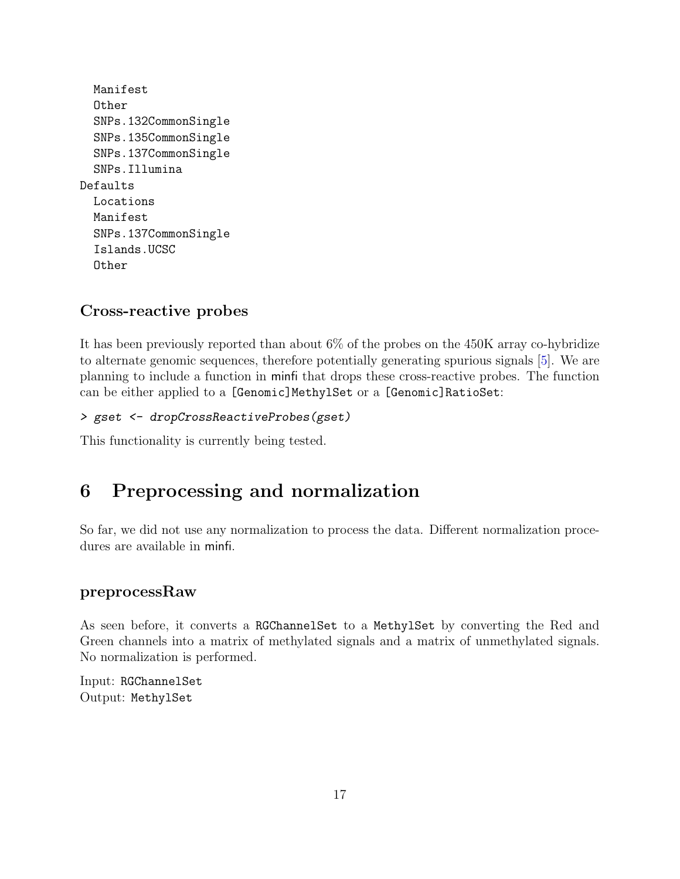```
  Manifest
  Other
  SNPs.132CommonSingle
  SNPs.135CommonSingle
  SNPs.137CommonSingle
  SNPs.Illumina
Defaults
  Locations
  Manifest
  SNPs.137CommonSingle
  Islands.UCSC
  Other
```

### Cross-reactive probes

It has been previously reported than about 6% of the probes on the 450K array co-hybridize to alternate genomic sequences, therefore potentially generating spurious signals [5]. We are planning to include a function in minfi that drops these cross-reactive probes. The function can be either applied to a `[Genomic]MethylSet` or a `[Genomic]RatioSet`:

```
> gset <- dropCrossReactiveProbes(gset)
```

This functionality is currently being tested.

# 6 Preprocessing and normalization

So far, we did not use any normalization to process the data. Different normalization procedures are available in minfi.

### preprocessRaw

As seen before, it converts a `RGChannelSet` to a `MethylSet` by converting the Red and Green channels into a matrix of methylated signals and a matrix of unmethylated signals. No normalization is performed.

Input: `RGChannelSet`
Output: `MethylSet`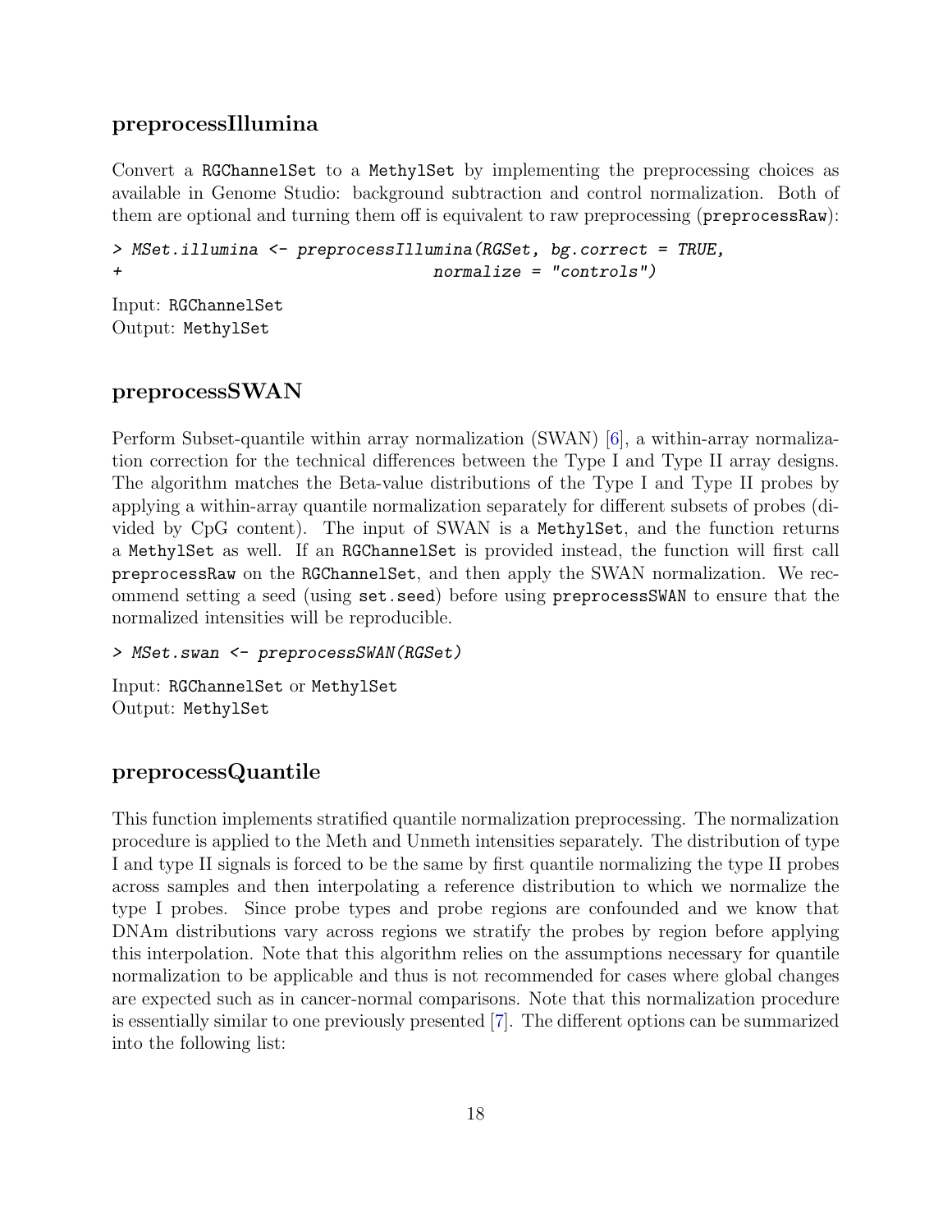## preprocessIllumina

Convert a `RGChannelSet` to a `MethylSet` by implementing the preprocessing choices as available in Genome Studio: background subtraction and control normalization. Both of them are optional and turning them off is equivalent to raw preprocessing (`preprocessRaw`):

```
> MSet.illumina <- preprocessIllumina(RGSet, bg.correct = TRUE,
+                                     normalize = "controls")
```

Input: `RGChannelSet`
Output: `MethylSet`

## preprocessSWAN

Perform Subset-quantile within array normalization (SWAN) [6], a within-array normalization correction for the technical differences between the Type I and Type II array designs. The algorithm matches the Beta-value distributions of the Type I and Type II probes by applying a within-array quantile normalization separately for different subsets of probes (divided by CpG content). The input of SWAN is a `MethylSet`, and the function returns a `MethylSet` as well. If an `RGChannelSet` is provided instead, the function will first call `preprocessRaw` on the `RGChannelSet`, and then apply the SWAN normalization. We recommend setting a seed (using `set.seed`) before using `preprocessSWAN` to ensure that the normalized intensities will be reproducible.

```
> MSet.swan <- preprocessSWAN(RGSet)
```

Input: `RGChannelSet` or `MethylSet`
Output: `MethylSet`

## preprocessQuantile

This function implements stratified quantile normalization preprocessing. The normalization procedure is applied to the Meth and Unmeth intensities separately. The distribution of type I and type II signals is forced to be the same by first quantile normalizing the type II probes across samples and then interpolating a reference distribution to which we normalize the type I probes. Since probe types and probe regions are confounded and we know that DNAm distributions vary across regions we stratify the probes by region before applying this interpolation. Note that this algorithm relies on the assumptions necessary for quantile normalization to be applicable and thus is not recommended for cases where global changes are expected such as in cancer-normal comparisons. Note that this normalization procedure is essentially similar to one previously presented [7]. The different options can be summarized into the following list: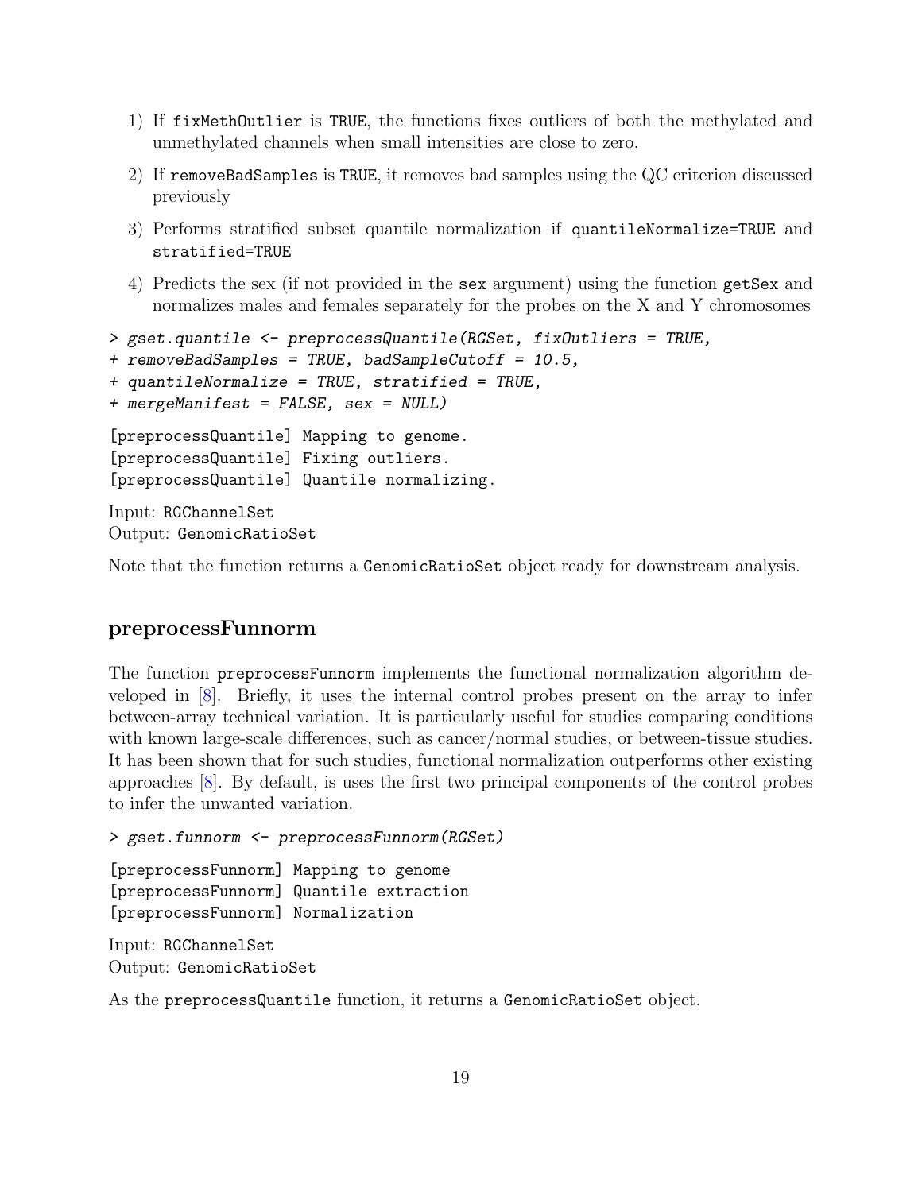1) If fixMethOutlier is TRUE, the functions fixes outliers of both the methylated and unmethylated channels when small intensities are close to zero.

2) If removeBadSamples is TRUE, it removes bad samples using the QC criterion discussed previously

3) Performs stratified subset quantile normalization if quantileNormalize=TRUE and stratified=TRUE

4) Predicts the sex (if not provided in the sex argument) using the function getSex and normalizes males and females separately for the probes on the X and Y chromosomes

```
> gset.quantile <- preprocessQuantile(RGSet, fixOutliers = TRUE,
+ removeBadSamples = TRUE, badSampleCutoff = 10.5,
+ quantileNormalize = TRUE, stratified = TRUE,
+ mergeManifest = FALSE, sex = NULL)
```

```
[preprocessQuantile] Mapping to genome.
[preprocessQuantile] Fixing outliers.
[preprocessQuantile] Quantile normalizing.
```

Input: RGChannelSet
Output: GenomicRatioSet

Note that the function returns a GenomicRatioSet object ready for downstream analysis.

## preprocessFunnorm

The function preprocessFunnorm implements the functional normalization algorithm developed in [8]. Briefly, it uses the internal control probes present on the array to infer between-array technical variation. It is particularly useful for studies comparing conditions with known large-scale differences, such as cancer/normal studies, or between-tissue studies. It has been shown that for such studies, functional normalization outperforms other existing approaches [8]. By default, is uses the first two principal components of the control probes to infer the unwanted variation.

```
> gset.funnorm <- preprocessFunnorm(RGSet)
```

```
[preprocessFunnorm] Mapping to genome
[preprocessFunnorm] Quantile extraction
[preprocessFunnorm] Normalization
```

Input: RGChannelSet
Output: GenomicRatioSet

As the preprocessQuantile function, it returns a GenomicRatioSet object.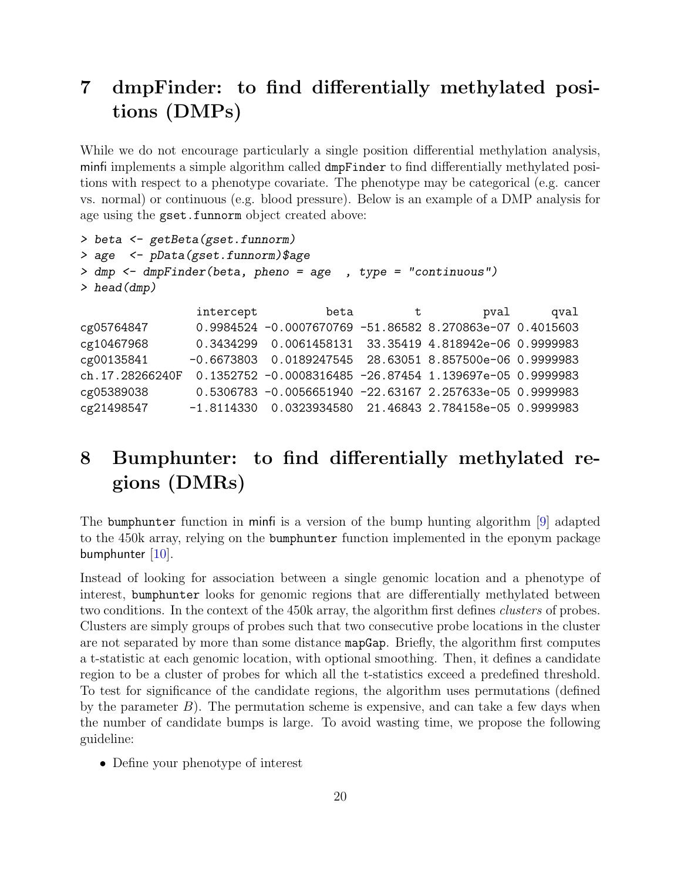# 7 dmpFinder: to find differentially methylated positions (DMPs)

While we do not encourage particularly a single position differential methylation analysis, minfi implements a simple algorithm called dmpFinder to find differentially methylated positions with respect to a phenotype covariate. The phenotype may be categorical (e.g. cancer vs. normal) or continuous (e.g. blood pressure). Below is an example of a DMP analysis for age using the gset.funnorm object created above:

```
> beta <- getBeta(gset.funnorm)
> age  <- pData(gset.funnorm)$age
> dmp <- dmpFinder(beta, pheno = age  , type = "continuous")
> head(dmp)
```

```
                 intercept          beta         t         pval      qval
cg05764847       0.9984524 -0.0007670769 -51.86582 8.270863e-07 0.4015603
cg10467968       0.3434299  0.0061458131  33.35419 4.818942e-06 0.9999983
cg00135841      -0.6673803  0.0189247545  28.63051 8.857500e-06 0.9999983
ch.17.28266240F  0.1352752 -0.0008316485 -26.87454 1.139697e-05 0.9999983
cg05389038       0.5306783 -0.0056651940 -22.63167 2.257633e-05 0.9999983
cg21498547      -1.8114330  0.0323934580  21.46843 2.784158e-05 0.9999983
```

# 8 Bumphunter: to find differentially methylated regions (DMRs)

The bumphunter function in minfi is a version of the bump hunting algorithm [9] adapted to the 450k array, relying on the bumphunter function implemented in the eponym package bumphunter [10].

Instead of looking for association between a single genomic location and a phenotype of interest, bumphunter looks for genomic regions that are differentially methylated between two conditions. In the context of the 450k array, the algorithm first defines *clusters* of probes. Clusters are simply groups of probes such that two consecutive probe locations in the cluster are not separated by more than some distance mapGap. Briefly, the algorithm first computes a t-statistic at each genomic location, with optional smoothing. Then, it defines a candidate region to be a cluster of probes for which all the t-statistics exceed a predefined threshold. To test for significance of the candidate regions, the algorithm uses permutations (defined by the parameter $B$). The permutation scheme is expensive, and can take a few days when the number of candidate bumps is large. To avoid wasting time, we propose the following guideline:

- Define your phenotype of interest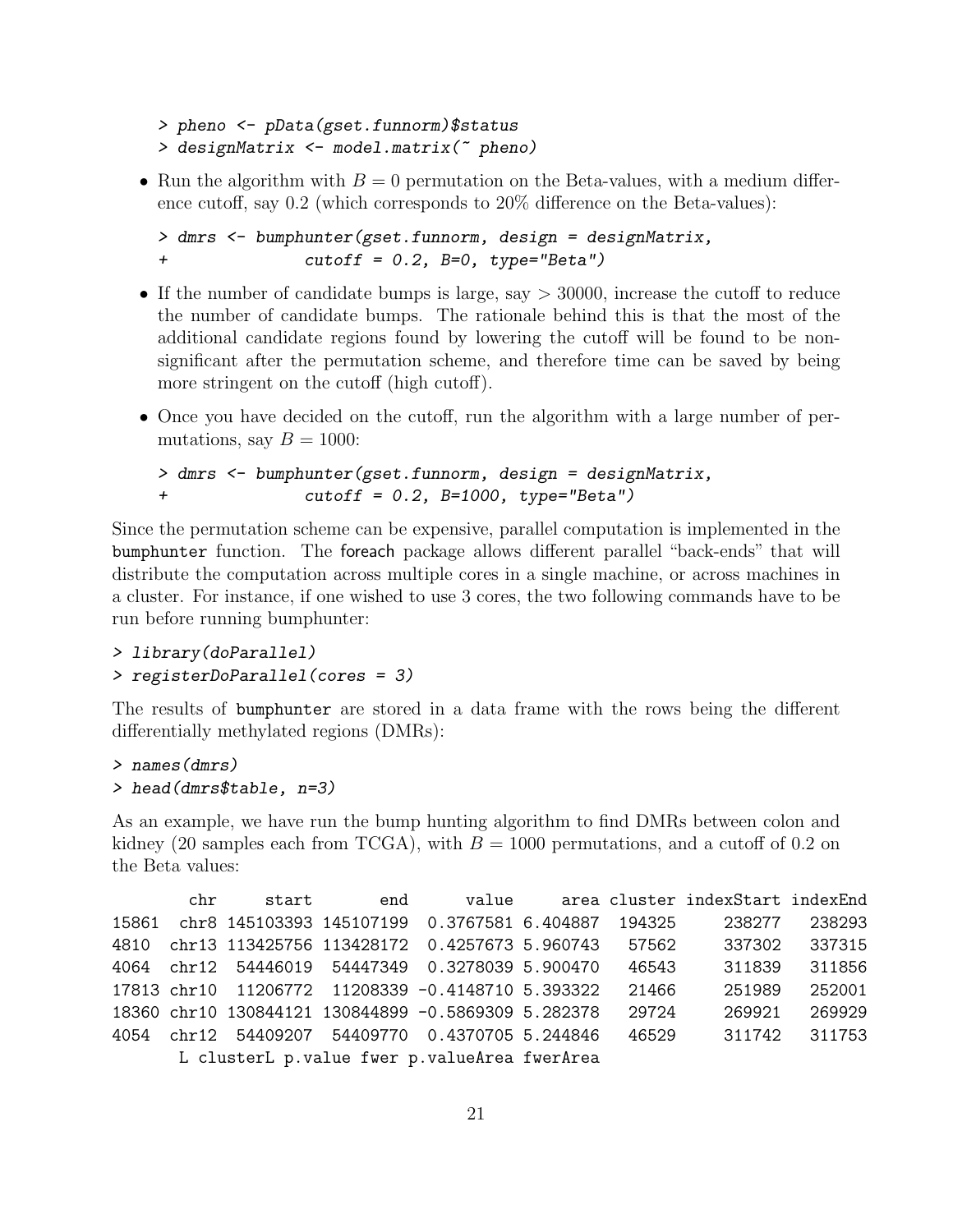```
> pheno <- pData(gset.funnorm)$status
> designMatrix <- model.matrix(~ pheno)
```

- Run the algorithm with $B = 0$ permutation on the Beta-values, with a medium difference cutoff, say 0.2 (which corresponds to 20% difference on the Beta-values):

```
> dmrs <- bumphunter(gset.funnorm, design = designMatrix,
+                 cutoff = 0.2, B=0, type="Beta")
```

- If the number of candidate bumps is large, say $> 30000$, increase the cutoff to reduce the number of candidate bumps. The rationale behind this is that the most of the additional candidate regions found by lowering the cutoff will be found to be non-significant after the permutation scheme, and therefore time can be saved by being more stringent on the cutoff (high cutoff).

- Once you have decided on the cutoff, run the algorithm with a large number of permutations, say $B = 1000$:

```
> dmrs <- bumphunter(gset.funnorm, design = designMatrix,
+                 cutoff = 0.2, B=1000, type="Beta")
```

Since the permutation scheme can be expensive, parallel computation is implemented in the `bumphunter` function. The foreach package allows different parallel "back-ends" that will distribute the computation across multiple cores in a single machine, or across machines in a cluster. For instance, if one wished to use 3 cores, the two following commands have to be run before running bumphunter:

```
> library(doParallel)
> registerDoParallel(cores = 3)
```

The results of `bumphunter` are stored in a data frame with the rows being the different differentially methylated regions (DMRs):

```
> names(dmrs)
> head(dmrs$table, n=3)
```

As an example, we have run the bump hunting algorithm to find DMRs between colon and kidney (20 samples each from TCGA), with $B = 1000$ permutations, and a cutoff of 0.2 on the Beta values:

```
        chr     start       end      value     area cluster indexStart indexEnd
15861  chr8 145103393 145107199  0.3767581 6.404887  194325     238277   238293
4810  chr13 113425756 113428172  0.4257673 5.960743   57562     337302   337315
4064  chr12  54446019  54447349  0.3278039 5.900470   46543     311839   311856
17813 chr10  11206772  11208339 -0.4148710 5.393322   21466     251989   252001
18360 chr10 130844121 130844899 -0.5869309 5.282378   29724     269921   269929
4054  chr12  54409207  54409770  0.4370705 5.244846   46529     311742   311753
       L clusterL p.value fwer p.valueArea fwerArea
```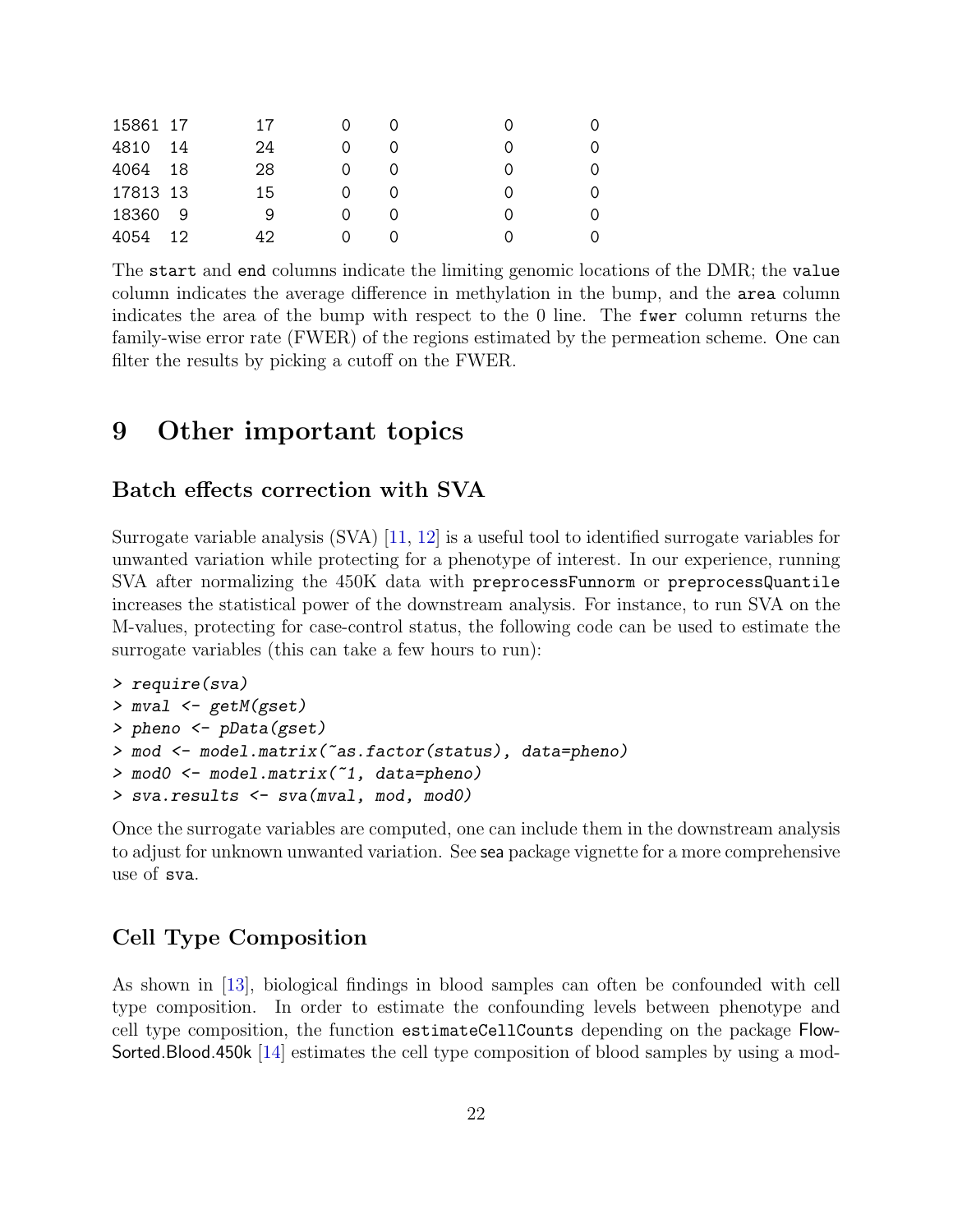```
15861 17       17     0    0         0       0
4810  14       24     0    0         0       0
4064  18       28     0    0         0       0
17813 13       15     0    0         0       0
18360  9        9     0    0         0       0
4054  12       42     0    0         0       0
```

The `start` and `end` columns indicate the limiting genomic locations of the DMR; the `value` column indicates the average difference in methylation in the bump, and the `area` column indicates the area of the bump with respect to the 0 line. The `fwer` column returns the family-wise error rate (FWER) of the regions estimated by the permeation scheme. One can filter the results by picking a cutoff on the FWER.

# 9 Other important topics

## Batch effects correction with SVA

Surrogate variable analysis (SVA) [11, 12] is a useful tool to identified surrogate variables for unwanted variation while protecting for a phenotype of interest. In our experience, running SVA after normalizing the 450K data with `preprocessFunnorm` or `preprocessQuantile` increases the statistical power of the downstream analysis. For instance, to run SVA on the M-values, protecting for case-control status, the following code can be used to estimate the surrogate variables (this can take a few hours to run):

```
> require(sva)
> mval <- getM(gset)
> pheno <- pData(gset)
> mod <- model.matrix(~as.factor(status), data=pheno)
> mod0 <- model.matrix(~1, data=pheno)
> sva.results <- sva(mval, mod, mod0)
```

Once the surrogate variables are computed, one can include them in the downstream analysis to adjust for unknown unwanted variation. See sea package vignette for a more comprehensive use of `sva`.

## Cell Type Composition

As shown in [13], biological findings in blood samples can often be confounded with cell type composition. In order to estimate the confounding levels between phenotype and cell type composition, the function `estimateCellCounts` depending on the package FlowSorted.Blood.450k [14] estimates the cell type composition of blood samples by using a mod-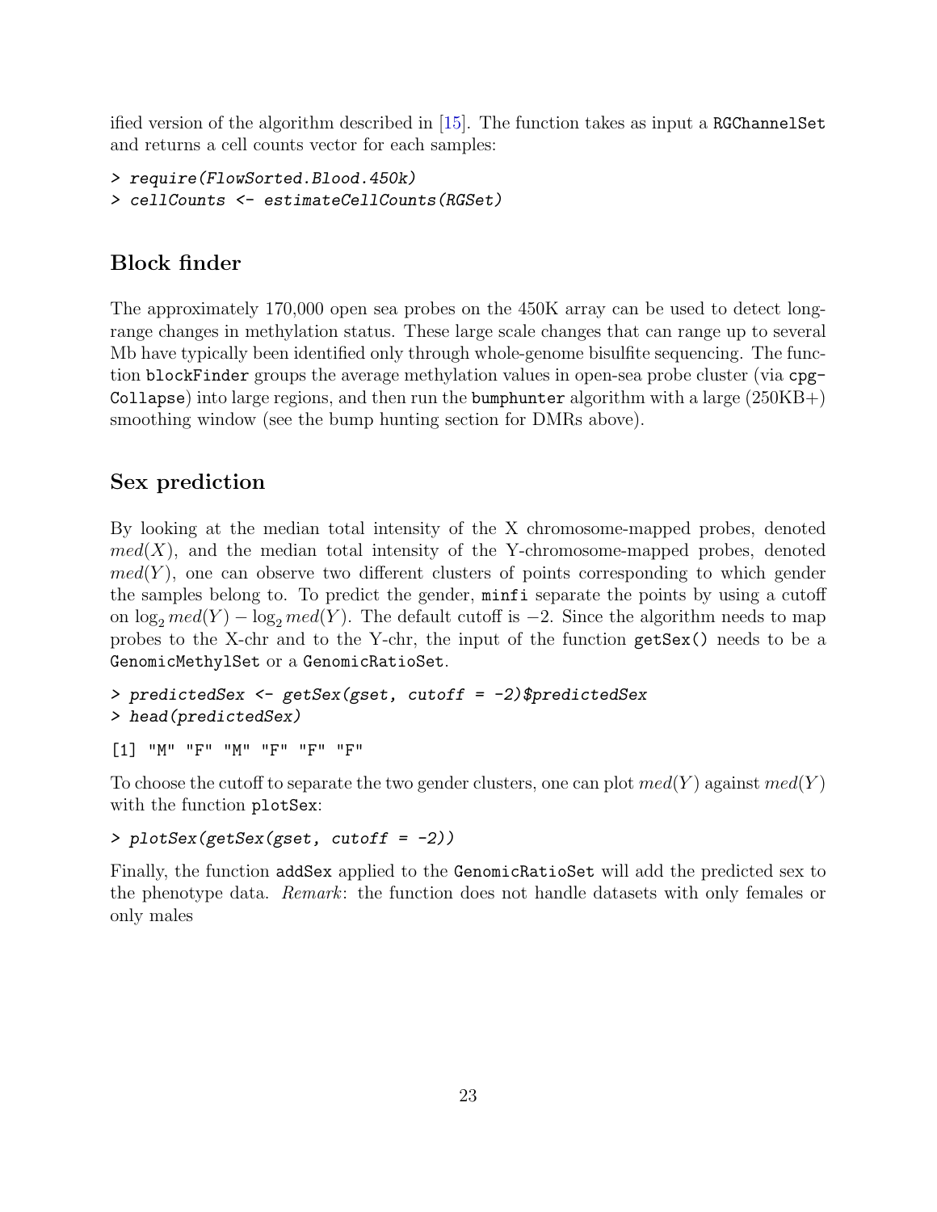ified version of the algorithm described in [15]. The function takes as input a RGChannelSet and returns a cell counts vector for each samples:

```
> require(FlowSorted.Blood.450k)
> cellCounts <- estimateCellCounts(RGSet)
```

## Block finder

The approximately 170,000 open sea probes on the 450K array can be used to detect long-range changes in methylation status. These large scale changes that can range up to several Mb have typically been identified only through whole-genome bisulfite sequencing. The function blockFinder groups the average methylation values in open-sea probe cluster (via cpgCollapse) into large regions, and then run the bumphunter algorithm with a large (250KB+) smoothing window (see the bump hunting section for DMRs above).

## Sex prediction

By looking at the median total intensity of the X chromosome-mapped probes, denoted $med(X)$, and the median total intensity of the Y-chromosome-mapped probes, denoted $med(Y)$, one can observe two different clusters of points corresponding to which gender the samples belong to. To predict the gender, minfi separate the points by using a cutoff on $\log_2 med(Y) - \log_2 med(Y)$. The default cutoff is $-2$. Since the algorithm needs to map probes to the X-chr and to the Y-chr, the input of the function getSex() needs to be a GenomicMethylSet or a GenomicRatioSet.

```
> predictedSex <- getSex(gset, cutoff = -2)$predictedSex
> head(predictedSex)

[1] "M" "F" "M" "F" "F" "F"
```

To choose the cutoff to separate the two gender clusters, one can plot $med(Y)$ against $med(Y)$ with the function plotSex:

```
> plotSex(getSex(gset, cutoff = -2))
```

Finally, the function addSex applied to the GenomicRatioSet will add the predicted sex to the phenotype data. *Remark*: the function does not handle datasets with only females or only males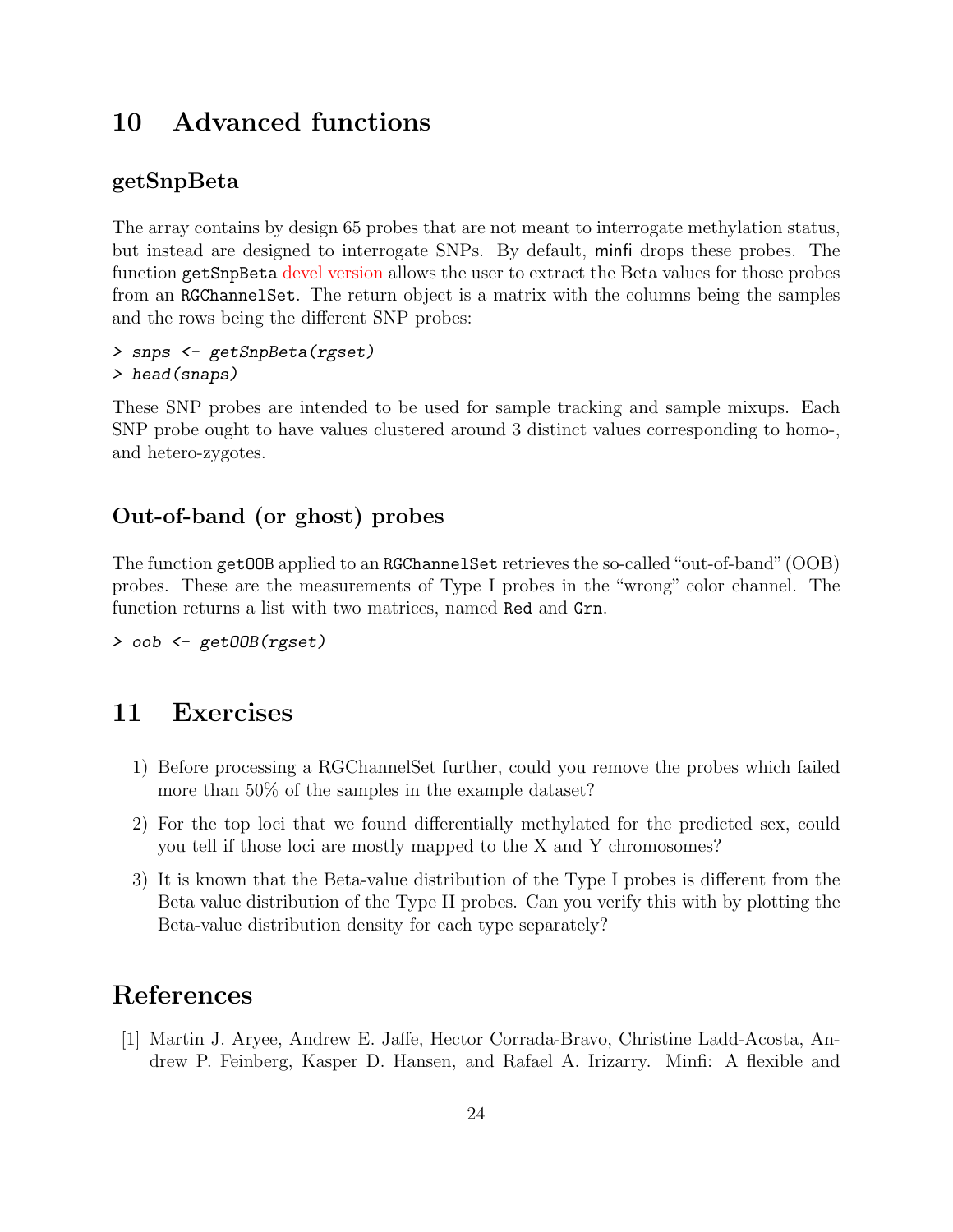# 10 Advanced functions

### getSnpBeta

The array contains by design 65 probes that are not meant to interrogate methylation status, but instead are designed to interrogate SNPs. By default, minfi drops these probes. The function getSnpBeta devel version allows the user to extract the Beta values for those probes from an RGChannelSet. The return object is a matrix with the columns being the samples and the rows being the different SNP probes:

```
> snps <- getSnpBeta(rgset)
> head(snaps)
```

These SNP probes are intended to be used for sample tracking and sample mixups. Each SNP probe ought to have values clustered around 3 distinct values corresponding to homo-, and hetero-zygotes.

### Out-of-band (or ghost) probes

The function getOOB applied to an RGChannelSet retrieves the so-called "out-of-band" (OOB) probes. These are the measurements of Type I probes in the "wrong" color channel. The function returns a list with two matrices, named Red and Grn.

```
> oob <- getOOB(rgset)
```

# 11 Exercises

1) Before processing a RGChannelSet further, could you remove the probes which failed more than 50% of the samples in the example dataset?
2) For the top loci that we found differentially methylated for the predicted sex, could you tell if those loci are mostly mapped to the X and Y chromosomes?
3) It is known that the Beta-value distribution of the Type I probes is different from the Beta value distribution of the Type II probes. Can you verify this with by plotting the Beta-value distribution density for each type separately?

# References

[1] Martin J. Aryee, Andrew E. Jaffe, Hector Corrada-Bravo, Christine Ladd-Acosta, Andrew P. Feinberg, Kasper D. Hansen, and Rafael A. Irizarry. Minfi: A flexible and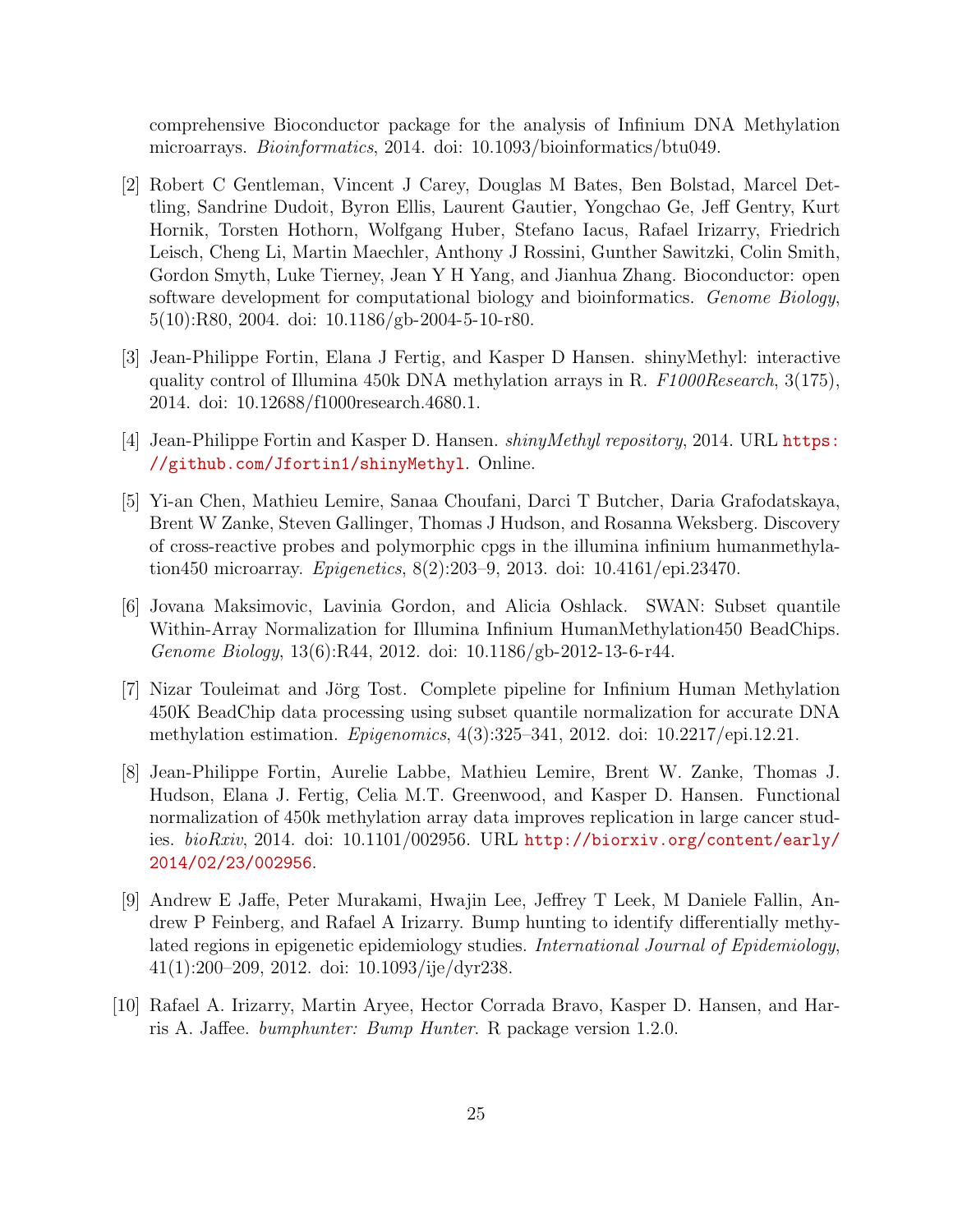comprehensive Bioconductor package for the analysis of Infinium DNA Methylation microarrays. *Bioinformatics*, 2014. doi: 10.1093/bioinformatics/btu049.

[2] Robert C Gentleman, Vincent J Carey, Douglas M Bates, Ben Bolstad, Marcel Dettling, Sandrine Dudoit, Byron Ellis, Laurent Gautier, Yongchao Ge, Jeff Gentry, Kurt Hornik, Torsten Hothorn, Wolfgang Huber, Stefano Iacus, Rafael Irizarry, Friedrich Leisch, Cheng Li, Martin Maechler, Anthony J Rossini, Gunther Sawitzki, Colin Smith, Gordon Smyth, Luke Tierney, Jean Y H Yang, and Jianhua Zhang. Bioconductor: open software development for computational biology and bioinformatics. *Genome Biology*, 5(10):R80, 2004. doi: 10.1186/gb-2004-5-10-r80.

[3] Jean-Philippe Fortin, Elana J Fertig, and Kasper D Hansen. shinyMethyl: interactive quality control of Illumina 450k DNA methylation arrays in R. *F1000Research*, 3(175), 2014. doi: 10.12688/f1000research.4680.1.

[4] Jean-Philippe Fortin and Kasper D. Hansen. *shinyMethyl repository*, 2014. URL https://github.com/Jfortin1/shinyMethyl. Online.

[5] Yi-an Chen, Mathieu Lemire, Sanaa Choufani, Darci T Butcher, Daria Grafodatskaya, Brent W Zanke, Steven Gallinger, Thomas J Hudson, and Rosanna Weksberg. Discovery of cross-reactive probes and polymorphic cpgs in the illumina infinium humanmethylation450 microarray. *Epigenetics*, 8(2):203–9, 2013. doi: 10.4161/epi.23470.

[6] Jovana Maksimovic, Lavinia Gordon, and Alicia Oshlack. SWAN: Subset quantile Within-Array Normalization for Illumina Infinium HumanMethylation450 BeadChips. *Genome Biology*, 13(6):R44, 2012. doi: 10.1186/gb-2012-13-6-r44.

[7] Nizar Touleimat and Jörg Tost. Complete pipeline for Infinium Human Methylation 450K BeadChip data processing using subset quantile normalization for accurate DNA methylation estimation. *Epigenomics*, 4(3):325–341, 2012. doi: 10.2217/epi.12.21.

[8] Jean-Philippe Fortin, Aurelie Labbe, Mathieu Lemire, Brent W. Zanke, Thomas J. Hudson, Elana J. Fertig, Celia M.T. Greenwood, and Kasper D. Hansen. Functional normalization of 450k methylation array data improves replication in large cancer studies. *bioRxiv*, 2014. doi: 10.1101/002956. URL http://biorxiv.org/content/early/2014/02/23/002956.

[9] Andrew E Jaffe, Peter Murakami, Hwajin Lee, Jeffrey T Leek, M Daniele Fallin, Andrew P Feinberg, and Rafael A Irizarry. Bump hunting to identify differentially methylated regions in epigenetic epidemiology studies. *International Journal of Epidemiology*, 41(1):200–209, 2012. doi: 10.1093/ije/dyr238.

[10] Rafael A. Irizarry, Martin Aryee, Hector Corrada Bravo, Kasper D. Hansen, and Harris A. Jaffee. *bumphunter: Bump Hunter*. R package version 1.2.0.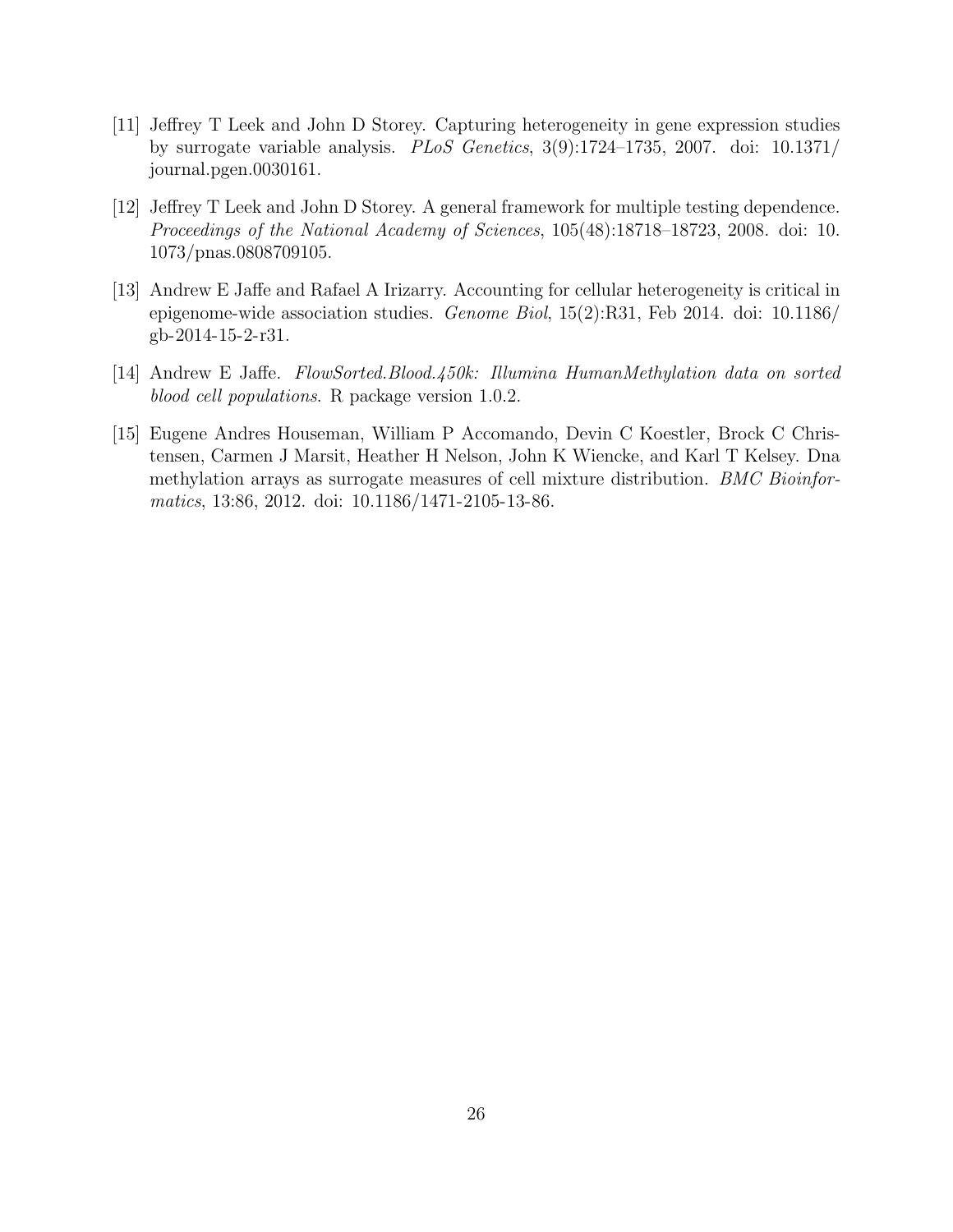[11] Jeffrey T Leek and John D Storey. Capturing heterogeneity in gene expression studies by surrogate variable analysis. *PLoS Genetics*, 3(9):1724–1735, 2007. doi: 10.1371/journal.pgen.0030161.

[12] Jeffrey T Leek and John D Storey. A general framework for multiple testing dependence. *Proceedings of the National Academy of Sciences*, 105(48):18718–18723, 2008. doi: 10.1073/pnas.0808709105.

[13] Andrew E Jaffe and Rafael A Irizarry. Accounting for cellular heterogeneity is critical in epigenome-wide association studies. *Genome Biol*, 15(2):R31, Feb 2014. doi: 10.1186/gb-2014-15-2-r31.

[14] Andrew E Jaffe. *FlowSorted.Blood.450k: Illumina HumanMethylation data on sorted blood cell populations*. R package version 1.0.2.

[15] Eugene Andres Houseman, William P Accomando, Devin C Koestler, Brock C Christensen, Carmen J Marsit, Heather H Nelson, John K Wiencke, and Karl T Kelsey. Dna methylation arrays as surrogate measures of cell mixture distribution. *BMC Bioinformatics*, 13:86, 2012. doi: 10.1186/1471-2105-13-86.